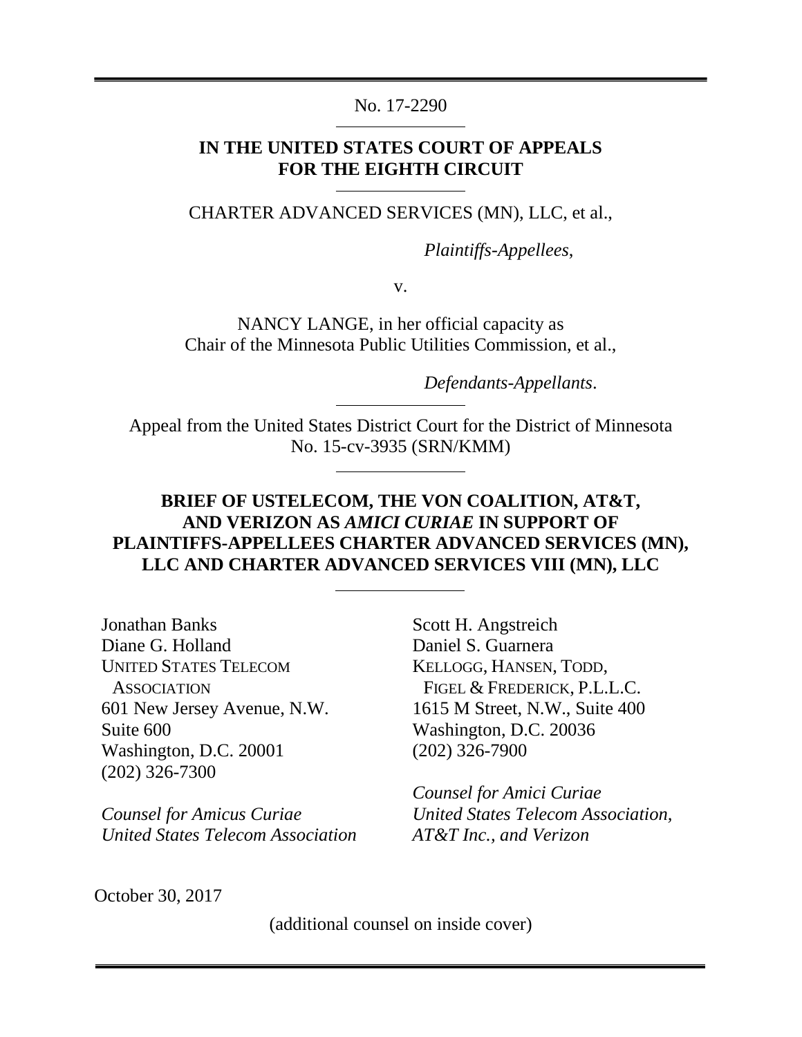No. 17-2290

**IN THE UNITED STATES COURT OF APPEALS**
**FOR THE EIGHTH CIRCUIT**

CHARTER ADVANCED SERVICES (MN), LLC, et al.,

*Plaintiffs-Appellees*,

v.

NANCY LANGE, in her official capacity as
Chair of the Minnesota Public Utilities Commission, et al.,

*Defendants-Appellants*.

Appeal from the United States District Court for the District of Minnesota
No. 15-cv-3935 (SRN/KMM)

**BRIEF OF USTELECOM, THE VON COALITION, AT&T, AND VERIZON AS *AMICI CURIAE* IN SUPPORT OF PLAINTIFFS-APPELLEES CHARTER ADVANCED SERVICES (MN), LLC AND CHARTER ADVANCED SERVICES VIII (MN), LLC**

Jonathan Banks
Diane G. Holland
UNITED STATES TELECOM ASSOCIATION
601 New Jersey Avenue, N.W.
Suite 600
Washington, D.C. 20001
(202) 326-7300

*Counsel for Amicus Curiae United States Telecom Association*

Scott H. Angstreich
Daniel S. Guarnera
KELLOGG, HANSEN, TODD, FIGEL & FREDERICK, P.L.L.C.
1615 M Street, N.W., Suite 400
Washington, D.C. 20036
(202) 326-7900

*Counsel for Amici Curiae United States Telecom Association, AT&T Inc., and Verizon*

October 30, 2017

(additional counsel on inside cover)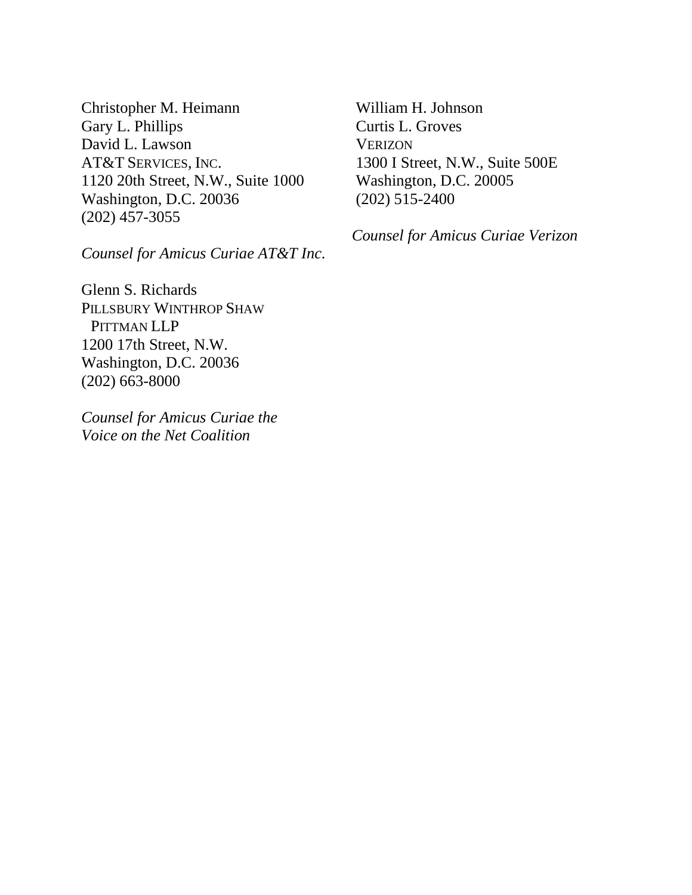Christopher M. Heimann
Gary L. Phillips
David L. Lawson
AT&T SERVICES, INC.
1120 20th Street, N.W., Suite 1000
Washington, D.C. 20036
(202) 457-3055

*Counsel for Amicus Curiae AT&T Inc.*

Glenn S. Richards
PILLSBURY WINTHROP SHAW PITTMAN LLP
1200 17th Street, N.W.
Washington, D.C. 20036
(202) 663-8000

*Counsel for Amicus Curiae the Voice on the Net Coalition*

William H. Johnson
Curtis L. Groves
VERIZON
1300 I Street, N.W., Suite 500E
Washington, D.C. 20005
(202) 515-2400

*Counsel for Amicus Curiae Verizon*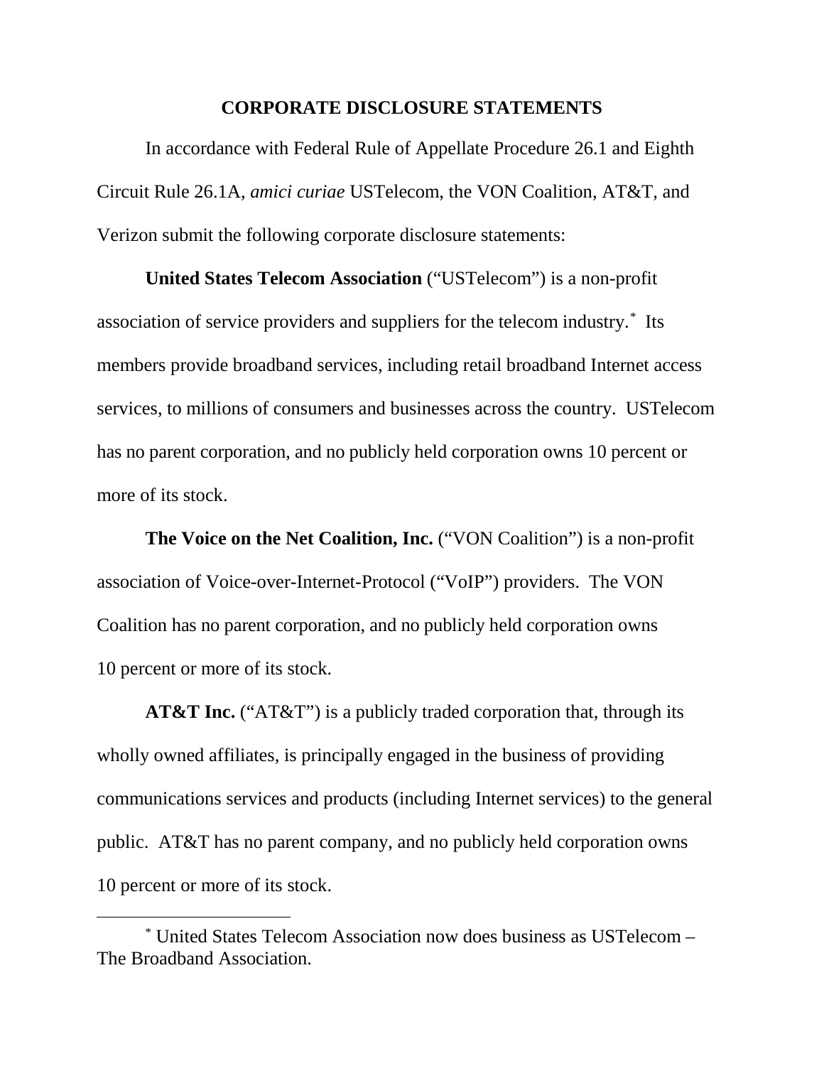## CORPORATE DISCLOSURE STATEMENTS

In accordance with Federal Rule of Appellate Procedure 26.1 and Eighth Circuit Rule 26.1A, *amici curiae* USTelecom, the VON Coalition, AT&T, and Verizon submit the following corporate disclosure statements:

**United States Telecom Association** ("USTelecom") is a non-profit association of service providers and suppliers for the telecom industry.[*] Its members provide broadband services, including retail broadband Internet access services, to millions of consumers and businesses across the country. USTelecom has no parent corporation, and no publicly held corporation owns 10 percent or more of its stock.

**The Voice on the Net Coalition, Inc.** ("VON Coalition") is a non-profit association of Voice-over-Internet-Protocol ("VoIP") providers. The VON Coalition has no parent corporation, and no publicly held corporation owns 10 percent or more of its stock.

**AT&T Inc.** ("AT&T") is a publicly traded corporation that, through its wholly owned affiliates, is principally engaged in the business of providing communications services and products (including Internet services) to the general public. AT&T has no parent company, and no publicly held corporation owns 10 percent or more of its stock.

---

[*] United States Telecom Association now does business as USTelecom – The Broadband Association.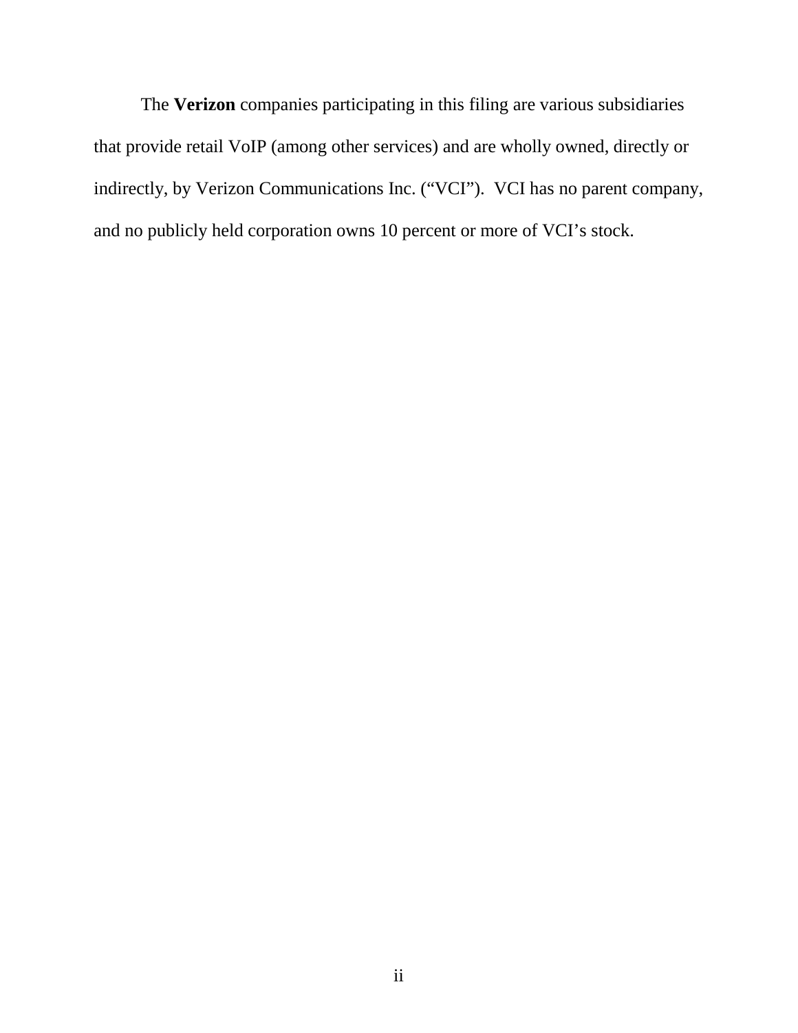The **Verizon** companies participating in this filing are various subsidiaries that provide retail VoIP (among other services) and are wholly owned, directly or indirectly, by Verizon Communications Inc. ("VCI"). VCI has no parent company, and no publicly held corporation owns 10 percent or more of VCI's stock.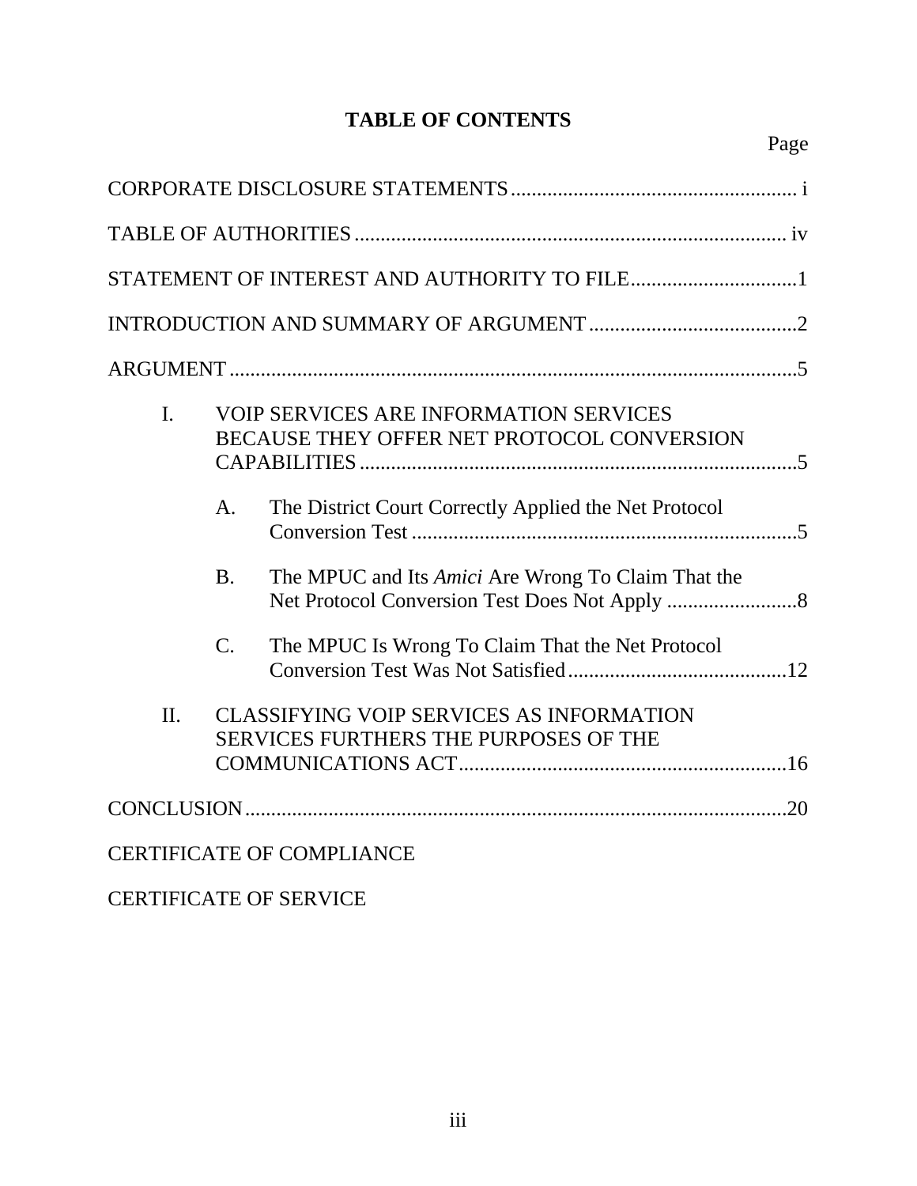# TABLE OF CONTENTS

Page

CORPORATE DISCLOSURE STATEMENTS ....................................................... i

TABLE OF AUTHORITIES ................................................................................... iv

STATEMENT OF INTEREST AND AUTHORITY TO FILE ................................1

INTRODUCTION AND SUMMARY OF ARGUMENT ........................................2

ARGUMENT ............................................................................................................5

I. VOIP SERVICES ARE INFORMATION SERVICES BECAUSE THEY OFFER NET PROTOCOL CONVERSION CAPABILITIES ....................................................................................5

   A. The District Court Correctly Applied the Net Protocol Conversion Test ..........................................................................5

   B. The MPUC and Its *Amici* Are Wrong To Claim That the Net Protocol Conversion Test Does Not Apply .........................8

   C. The MPUC Is Wrong To Claim That the Net Protocol Conversion Test Was Not Satisfied ..........................................12

II. CLASSIFYING VOIP SERVICES AS INFORMATION SERVICES FURTHERS THE PURPOSES OF THE COMMUNICATIONS ACT ..............................................................16

CONCLUSION .......................................................................................................20

CERTIFICATE OF COMPLIANCE

CERTIFICATE OF SERVICE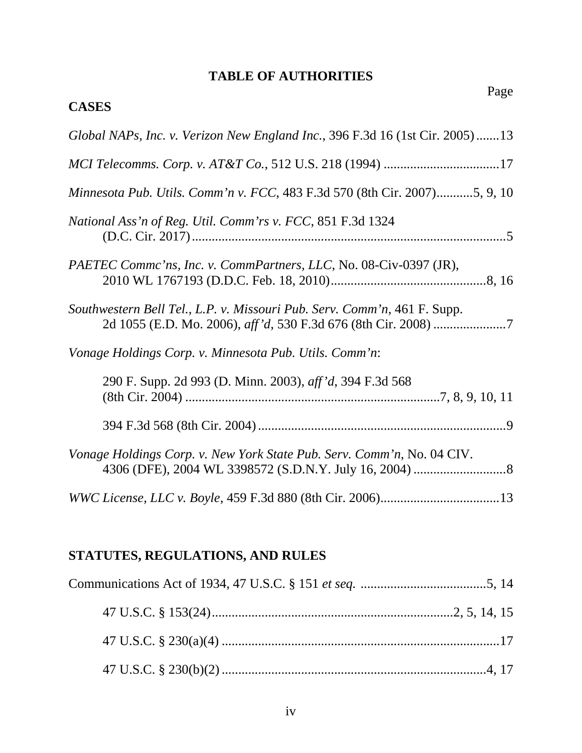# TABLE OF AUTHORITIES

Page

## CASES

*Global NAPs, Inc. v. Verizon New England Inc.*, 396 F.3d 16 (1st Cir. 2005) .......13

*MCI Telecomms. Corp. v. AT&T Co.*, 512 U.S. 218 (1994) ...................................17

*Minnesota Pub. Utils. Comm'n v. FCC*, 483 F.3d 570 (8th Cir. 2007)...........5, 9, 10

*National Ass'n of Reg. Util. Comm'rs v. FCC*, 851 F.3d 1324 (D.C. Cir. 2017).................................................................................................5

*PAETEC Commc'ns, Inc. v. CommPartners, LLC*, No. 08-Civ-0397 (JR), 2010 WL 1767193 (D.D.C. Feb. 18, 2010)................................................8, 16

*Southwestern Bell Tel., L.P. v. Missouri Pub. Serv. Comm'n*, 461 F. Supp. 2d 1055 (E.D. Mo. 2006), *aff'd*, 530 F.3d 676 (8th Cir. 2008) ......................7

*Vonage Holdings Corp. v. Minnesota Pub. Utils. Comm'n*:

290 F. Supp. 2d 993 (D. Minn. 2003), *aff'd*, 394 F.3d 568 (8th Cir. 2004) .............................................................................7, 8, 9, 10, 11

394 F.3d 568 (8th Cir. 2004)...........................................................................9

*Vonage Holdings Corp. v. New York State Pub. Serv. Comm'n*, No. 04 CIV. 4306 (DFE), 2004 WL 3398572 (S.D.N.Y. July 16, 2004) ............................8

*WWC License, LLC v. Boyle*, 459 F.3d 880 (8th Cir. 2006)....................................13

## STATUTES, REGULATIONS, AND RULES

Communications Act of 1934, 47 U.S.C. § 151 *et seq.* ......................................5, 14

47 U.S.C. § 153(24).......................................................................2, 5, 14, 15

47 U.S.C. § 230(a)(4) ...................................................................................17

47 U.S.C. § 230(b)(2) ................................................................................4, 17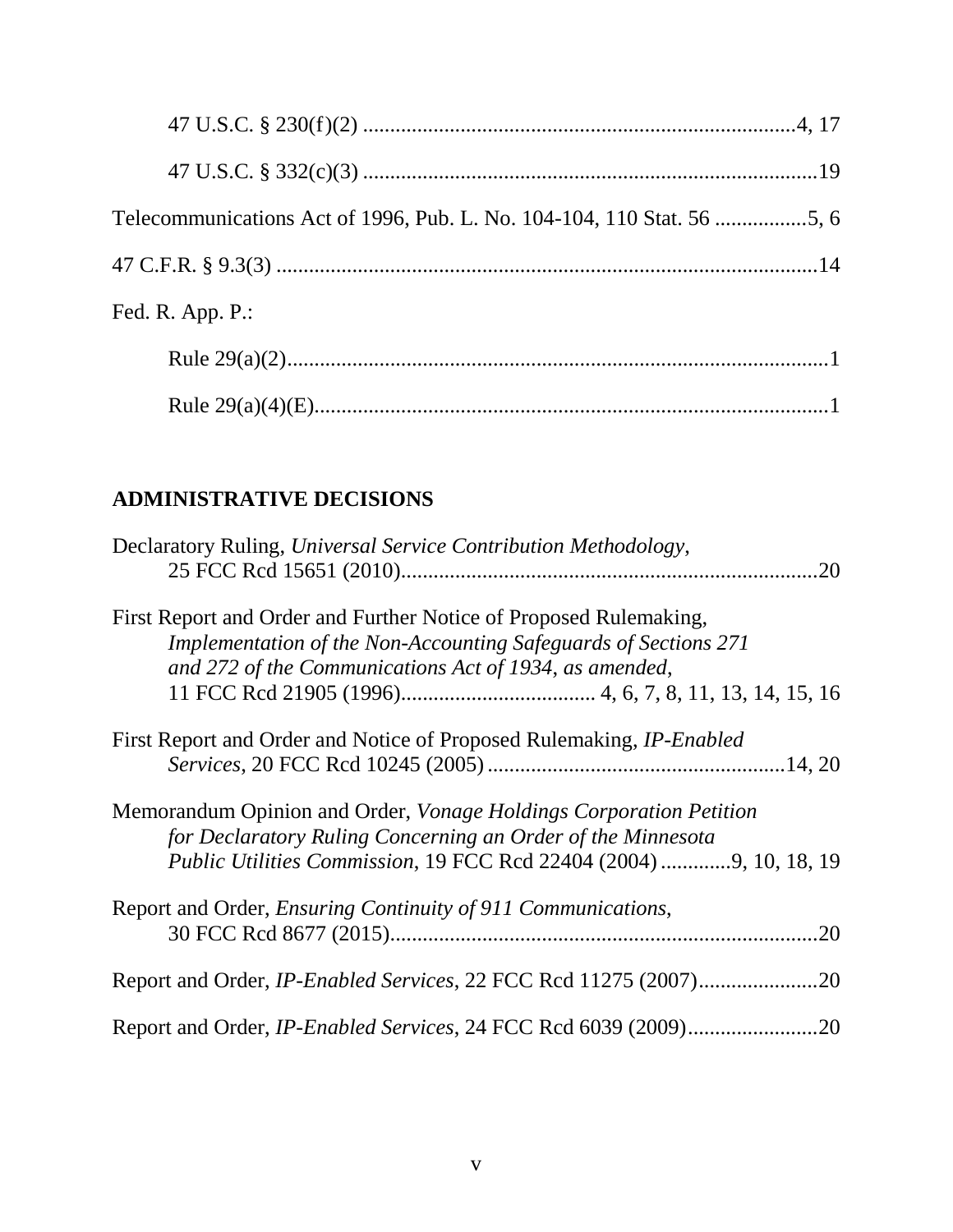47 U.S.C. § 230(f)(2) ....................................................................................4, 17

47 U.S.C. § 332(c)(3) ....................................................................................19

Telecommunications Act of 1996, Pub. L. No. 104-104, 110 Stat. 56 ................5, 6

47 C.F.R. § 9.3(3) ....................................................................................14

Fed. R. App. P.:

Rule 29(a)(2)....................................................................................1

Rule 29(a)(4)(E)....................................................................................1

## ADMINISTRATIVE DECISIONS

Declaratory Ruling, *Universal Service Contribution Methodology*, 25 FCC Rcd 15651 (2010)....................................................................................20

First Report and Order and Further Notice of Proposed Rulemaking, *Implementation of the Non-Accounting Safeguards of Sections 271 and 272 of the Communications Act of 1934, as amended*, 11 FCC Rcd 21905 (1996).................................... 4, 6, 7, 8, 11, 13, 14, 15, 16

First Report and Order and Notice of Proposed Rulemaking, *IP-Enabled Services*, 20 FCC Rcd 10245 (2005) .......................................................14, 20

Memorandum Opinion and Order, *Vonage Holdings Corporation Petition for Declaratory Ruling Concerning an Order of the Minnesota Public Utilities Commission*, 19 FCC Rcd 22404 (2004) .............9, 10, 18, 19

Report and Order, *Ensuring Continuity of 911 Communications*, 30 FCC Rcd 8677 (2015)....................................................................................20

Report and Order, *IP-Enabled Services*, 22 FCC Rcd 11275 (2007)......................20

Report and Order, *IP-Enabled Services*, 24 FCC Rcd 6039 (2009)........................20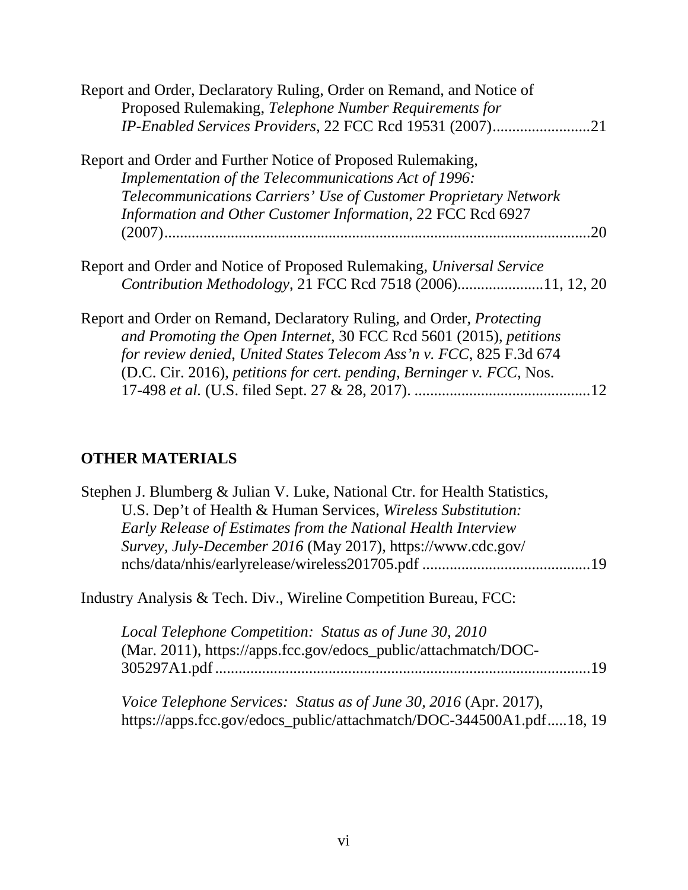Report and Order, Declaratory Ruling, Order on Remand, and Notice of Proposed Rulemaking, *Telephone Number Requirements for IP-Enabled Services Providers*, 22 FCC Rcd 19531 (2007).........................21

Report and Order and Further Notice of Proposed Rulemaking, *Implementation of the Telecommunications Act of 1996: Telecommunications Carriers' Use of Customer Proprietary Network Information and Other Customer Information*, 22 FCC Rcd 6927 (2007)..........................................................................................................20

Report and Order and Notice of Proposed Rulemaking, *Universal Service Contribution Methodology*, 21 FCC Rcd 7518 (2006).....................11, 12, 20

Report and Order on Remand, Declaratory Ruling, and Order, *Protecting and Promoting the Open Internet*, 30 FCC Rcd 5601 (2015), *petitions for review denied*, *United States Telecom Ass'n v. FCC*, 825 F.3d 674 (D.C. Cir. 2016), *petitions for cert. pending*, *Berninger v. FCC*, Nos. 17-498 *et al.* (U.S. filed Sept. 27 & 28, 2017). .............................................12

## OTHER MATERIALS

Stephen J. Blumberg & Julian V. Luke, National Ctr. for Health Statistics, U.S. Dep't of Health & Human Services, *Wireless Substitution: Early Release of Estimates from the National Health Interview Survey, July-December 2016* (May 2017), https://www.cdc.gov/nchs/data/nhis/earlyrelease/wireless201705.pdf ...........................................19

Industry Analysis & Tech. Div., Wireline Competition Bureau, FCC:

*Local Telephone Competition: Status as of June 30, 2010* (Mar. 2011), https://apps.fcc.gov/edocs_public/attachmatch/DOC-305297A1.pdf ...............................................................................................19

*Voice Telephone Services: Status as of June 30, 2016* (Apr. 2017), https://apps.fcc.gov/edocs_public/attachmatch/DOC-344500A1.pdf.....18, 19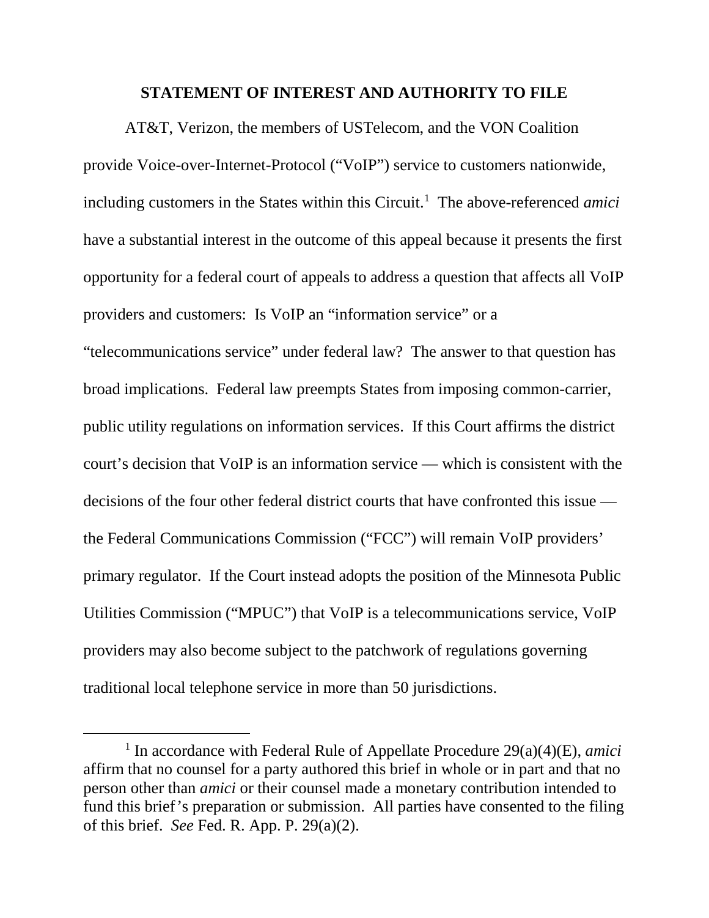## STATEMENT OF INTEREST AND AUTHORITY TO FILE

AT&T, Verizon, the members of USTelecom, and the VON Coalition provide Voice-over-Internet-Protocol ("VoIP") service to customers nationwide, including customers in the States within this Circuit.[1] The above-referenced *amici* have a substantial interest in the outcome of this appeal because it presents the first opportunity for a federal court of appeals to address a question that affects all VoIP providers and customers: Is VoIP an "information service" or a "telecommunications service" under federal law? The answer to that question has broad implications. Federal law preempts States from imposing common-carrier, public utility regulations on information services. If this Court affirms the district court's decision that VoIP is an information service — which is consistent with the decisions of the four other federal district courts that have confronted this issue — the Federal Communications Commission ("FCC") will remain VoIP providers' primary regulator. If the Court instead adopts the position of the Minnesota Public Utilities Commission ("MPUC") that VoIP is a telecommunications service, VoIP providers may also become subject to the patchwork of regulations governing traditional local telephone service in more than 50 jurisdictions.

[1] In accordance with Federal Rule of Appellate Procedure 29(a)(4)(E), *amici* affirm that no counsel for a party authored this brief in whole or in part and that no person other than *amici* or their counsel made a monetary contribution intended to fund this brief's preparation or submission. All parties have consented to the filing of this brief. *See* Fed. R. App. P. 29(a)(2).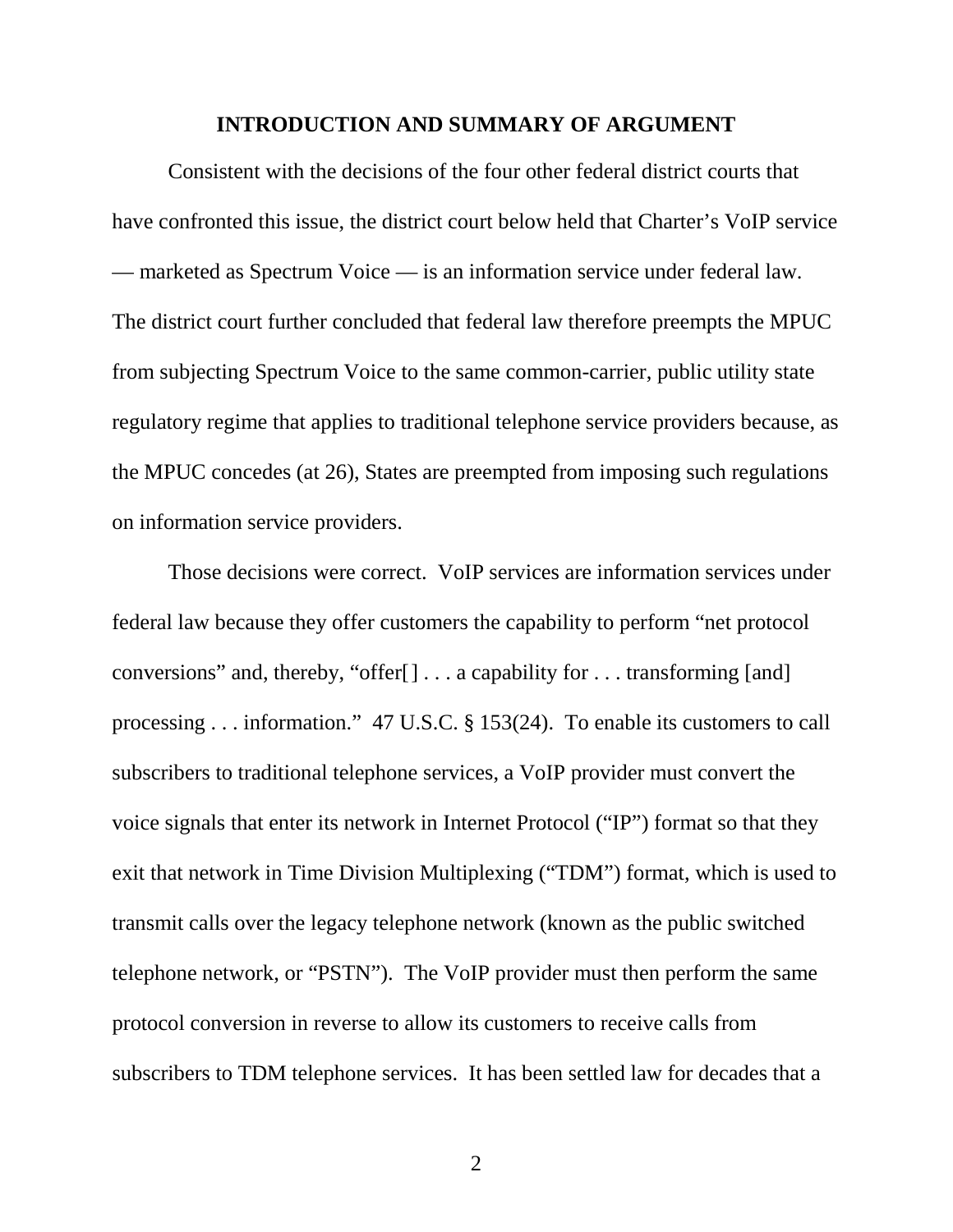## INTRODUCTION AND SUMMARY OF ARGUMENT

Consistent with the decisions of the four other federal district courts that have confronted this issue, the district court below held that Charter's VoIP service — marketed as Spectrum Voice — is an information service under federal law. The district court further concluded that federal law therefore preempts the MPUC from subjecting Spectrum Voice to the same common-carrier, public utility state regulatory regime that applies to traditional telephone service providers because, as the MPUC concedes (at 26), States are preempted from imposing such regulations on information service providers.

Those decisions were correct. VoIP services are information services under federal law because they offer customers the capability to perform "net protocol conversions" and, thereby, "offer[] . . . a capability for . . . transforming [and] processing . . . information." 47 U.S.C. § 153(24). To enable its customers to call subscribers to traditional telephone services, a VoIP provider must convert the voice signals that enter its network in Internet Protocol ("IP") format so that they exit that network in Time Division Multiplexing ("TDM") format, which is used to transmit calls over the legacy telephone network (known as the public switched telephone network, or "PSTN"). The VoIP provider must then perform the same protocol conversion in reverse to allow its customers to receive calls from subscribers to TDM telephone services. It has been settled law for decades that a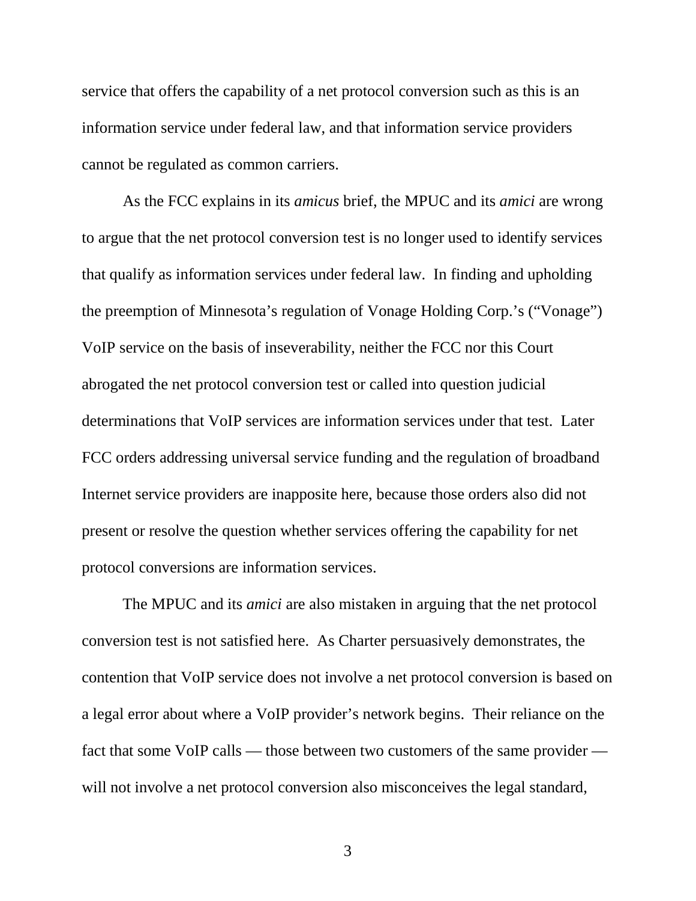service that offers the capability of a net protocol conversion such as this is an information service under federal law, and that information service providers cannot be regulated as common carriers.

As the FCC explains in its *amicus* brief, the MPUC and its *amici* are wrong to argue that the net protocol conversion test is no longer used to identify services that qualify as information services under federal law. In finding and upholding the preemption of Minnesota's regulation of Vonage Holding Corp.'s ("Vonage") VoIP service on the basis of inseverability, neither the FCC nor this Court abrogated the net protocol conversion test or called into question judicial determinations that VoIP services are information services under that test. Later FCC orders addressing universal service funding and the regulation of broadband Internet service providers are inapposite here, because those orders also did not present or resolve the question whether services offering the capability for net protocol conversions are information services.

The MPUC and its *amici* are also mistaken in arguing that the net protocol conversion test is not satisfied here. As Charter persuasively demonstrates, the contention that VoIP service does not involve a net protocol conversion is based on a legal error about where a VoIP provider's network begins. Their reliance on the fact that some VoIP calls — those between two customers of the same provider — will not involve a net protocol conversion also misconceives the legal standard,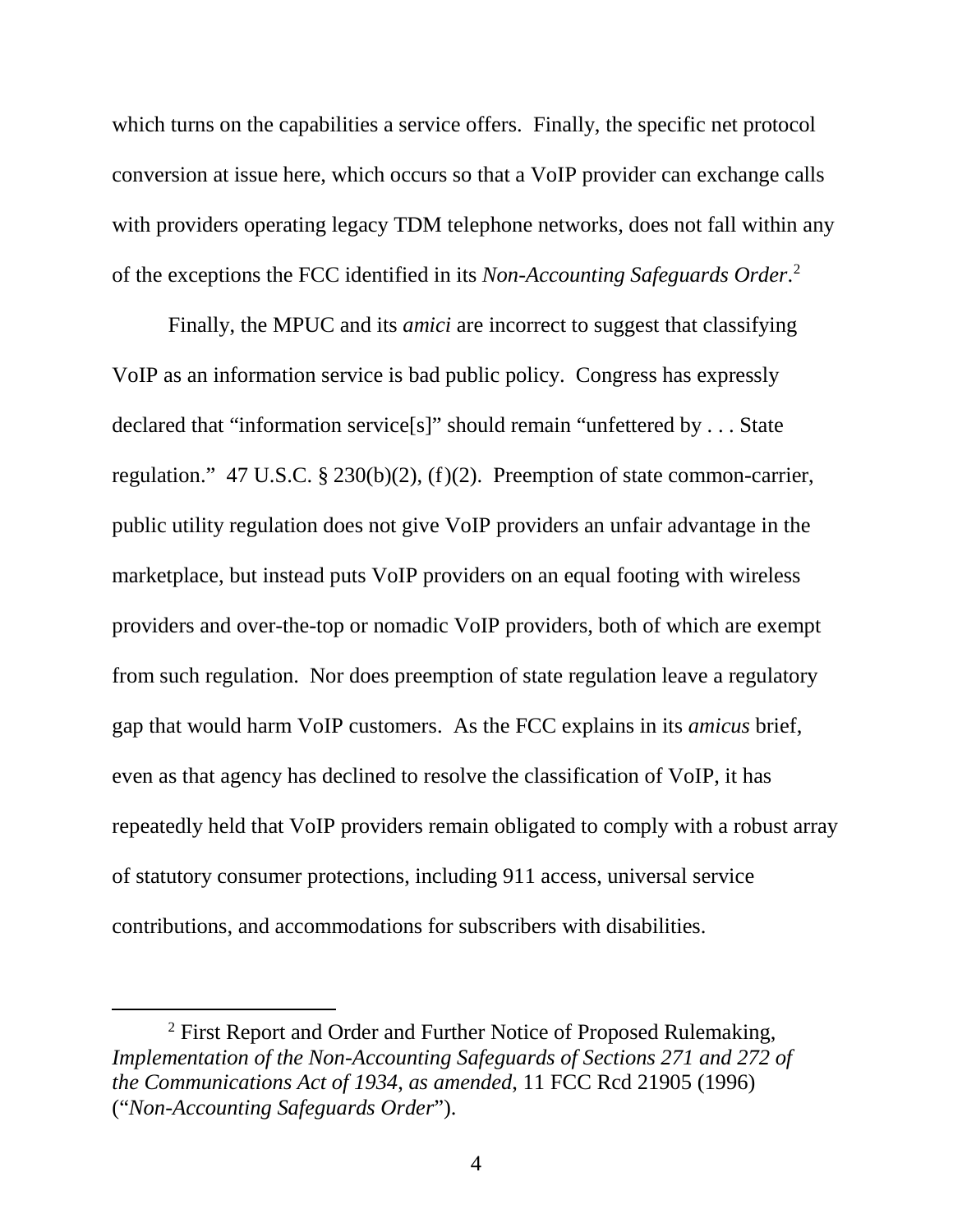which turns on the capabilities a service offers. Finally, the specific net protocol conversion at issue here, which occurs so that a VoIP provider can exchange calls with providers operating legacy TDM telephone networks, does not fall within any of the exceptions the FCC identified in its *Non-Accounting Safeguards Order*.[2]

Finally, the MPUC and its *amici* are incorrect to suggest that classifying VoIP as an information service is bad public policy. Congress has expressly declared that "information service[s]" should remain "unfettered by . . . State regulation." 47 U.S.C. § 230(b)(2), (f)(2). Preemption of state common-carrier, public utility regulation does not give VoIP providers an unfair advantage in the marketplace, but instead puts VoIP providers on an equal footing with wireless providers and over-the-top or nomadic VoIP providers, both of which are exempt from such regulation. Nor does preemption of state regulation leave a regulatory gap that would harm VoIP customers. As the FCC explains in its *amicus* brief, even as that agency has declined to resolve the classification of VoIP, it has repeatedly held that VoIP providers remain obligated to comply with a robust array of statutory consumer protections, including 911 access, universal service contributions, and accommodations for subscribers with disabilities.

[2] First Report and Order and Further Notice of Proposed Rulemaking, *Implementation of the Non-Accounting Safeguards of Sections 271 and 272 of the Communications Act of 1934, as amended*, 11 FCC Rcd 21905 (1996) ("*Non-Accounting Safeguards Order*").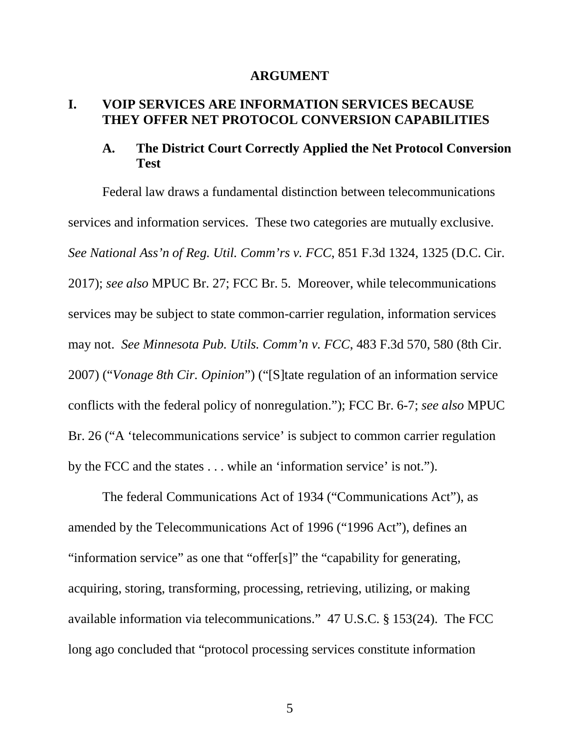## ARGUMENT

### I. VOIP SERVICES ARE INFORMATION SERVICES BECAUSE THEY OFFER NET PROTOCOL CONVERSION CAPABILITIES

#### A. The District Court Correctly Applied the Net Protocol Conversion Test

Federal law draws a fundamental distinction between telecommunications services and information services. These two categories are mutually exclusive. *See National Ass'n of Reg. Util. Comm'rs v. FCC*, 851 F.3d 1324, 1325 (D.C. Cir. 2017); *see also* MPUC Br. 27; FCC Br. 5. Moreover, while telecommunications services may be subject to state common-carrier regulation, information services may not. *See Minnesota Pub. Utils. Comm'n v. FCC*, 483 F.3d 570, 580 (8th Cir. 2007) ("*Vonage 8th Cir. Opinion*") ("[S]tate regulation of an information service conflicts with the federal policy of nonregulation."); FCC Br. 6-7; *see also* MPUC Br. 26 ("A 'telecommunications service' is subject to common carrier regulation by the FCC and the states . . . while an 'information service' is not.").

The federal Communications Act of 1934 ("Communications Act"), as amended by the Telecommunications Act of 1996 ("1996 Act"), defines an "information service" as one that "offer[s]" the "capability for generating, acquiring, storing, transforming, processing, retrieving, utilizing, or making available information via telecommunications." 47 U.S.C. § 153(24). The FCC long ago concluded that "protocol processing services constitute information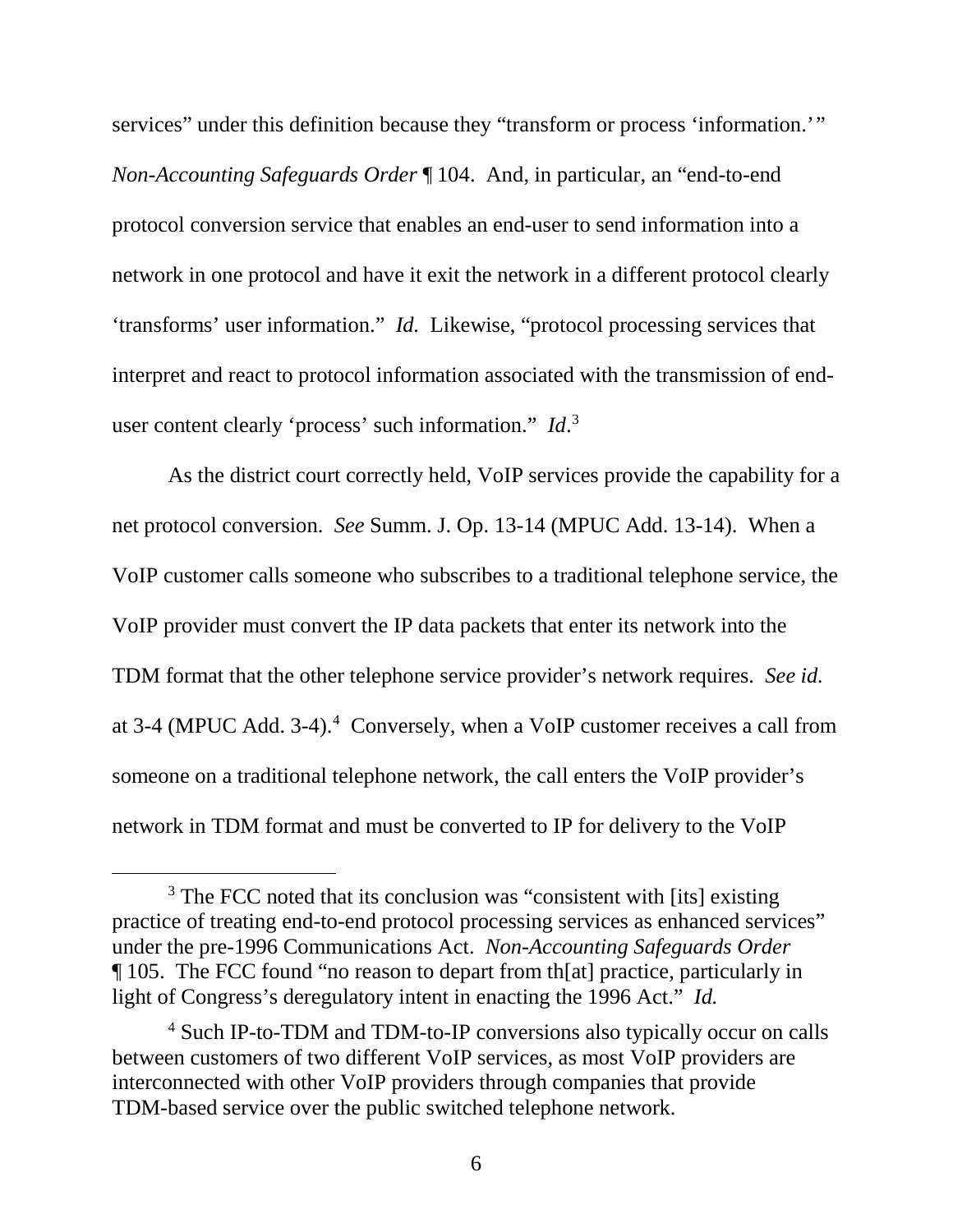services" under this definition because they "transform or process 'information.'" *Non-Accounting Safeguards Order* ¶ 104. And, in particular, an "end-to-end protocol conversion service that enables an end-user to send information into a network in one protocol and have it exit the network in a different protocol clearly 'transforms' user information." *Id.* Likewise, "protocol processing services that interpret and react to protocol information associated with the transmission of end-user content clearly 'process' such information." *Id*.[3]

As the district court correctly held, VoIP services provide the capability for a net protocol conversion. *See* Summ. J. Op. 13-14 (MPUC Add. 13-14). When a VoIP customer calls someone who subscribes to a traditional telephone service, the VoIP provider must convert the IP data packets that enter its network into the TDM format that the other telephone service provider's network requires. *See id.* at 3-4 (MPUC Add. 3-4).[4] Conversely, when a VoIP customer receives a call from someone on a traditional telephone network, the call enters the VoIP provider's network in TDM format and must be converted to IP for delivery to the VoIP

---

[3] The FCC noted that its conclusion was "consistent with [its] existing practice of treating end-to-end protocol processing services as enhanced services" under the pre-1996 Communications Act. *Non-Accounting Safeguards Order* ¶ 105. The FCC found "no reason to depart from th[at] practice, particularly in light of Congress's deregulatory intent in enacting the 1996 Act." *Id.*

[4] Such IP-to-TDM and TDM-to-IP conversions also typically occur on calls between customers of two different VoIP services, as most VoIP providers are interconnected with other VoIP providers through companies that provide TDM-based service over the public switched telephone network.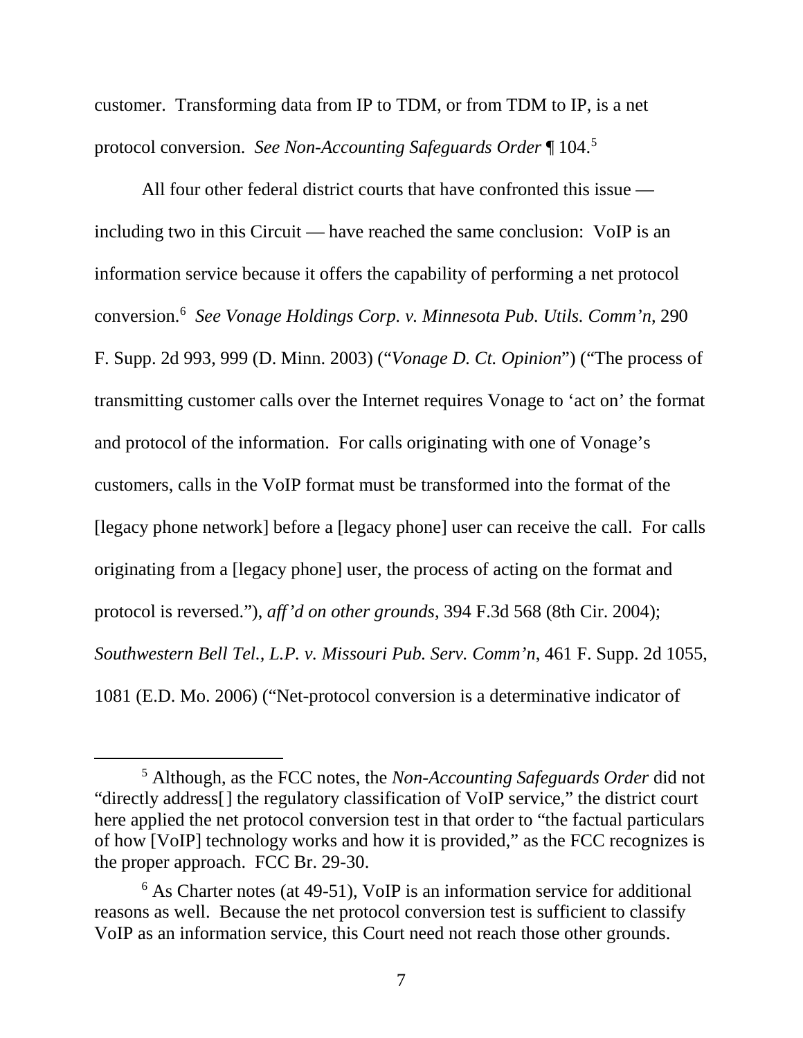customer. Transforming data from IP to TDM, or from TDM to IP, is a net protocol conversion. *See Non-Accounting Safeguards Order* ¶ 104.[5]

All four other federal district courts that have confronted this issue — including two in this Circuit — have reached the same conclusion: VoIP is an information service because it offers the capability of performing a net protocol conversion.[6] *See Vonage Holdings Corp. v. Minnesota Pub. Utils. Comm'n*, 290 F. Supp. 2d 993, 999 (D. Minn. 2003) ("*Vonage D. Ct. Opinion*") ("The process of transmitting customer calls over the Internet requires Vonage to 'act on' the format and protocol of the information. For calls originating with one of Vonage's customers, calls in the VoIP format must be transformed into the format of the [legacy phone network] before a [legacy phone] user can receive the call. For calls originating from a [legacy phone] user, the process of acting on the format and protocol is reversed."), *aff'd on other grounds*, 394 F.3d 568 (8th Cir. 2004); *Southwestern Bell Tel., L.P. v. Missouri Pub. Serv. Comm'n*, 461 F. Supp. 2d 1055, 1081 (E.D. Mo. 2006) ("Net-protocol conversion is a determinative indicator of

---

[5] Although, as the FCC notes, the *Non-Accounting Safeguards Order* did not "directly address[] the regulatory classification of VoIP service," the district court here applied the net protocol conversion test in that order to "the factual particulars of how [VoIP] technology works and how it is provided," as the FCC recognizes is the proper approach. FCC Br. 29-30.

[6] As Charter notes (at 49-51), VoIP is an information service for additional reasons as well. Because the net protocol conversion test is sufficient to classify VoIP as an information service, this Court need not reach those other grounds.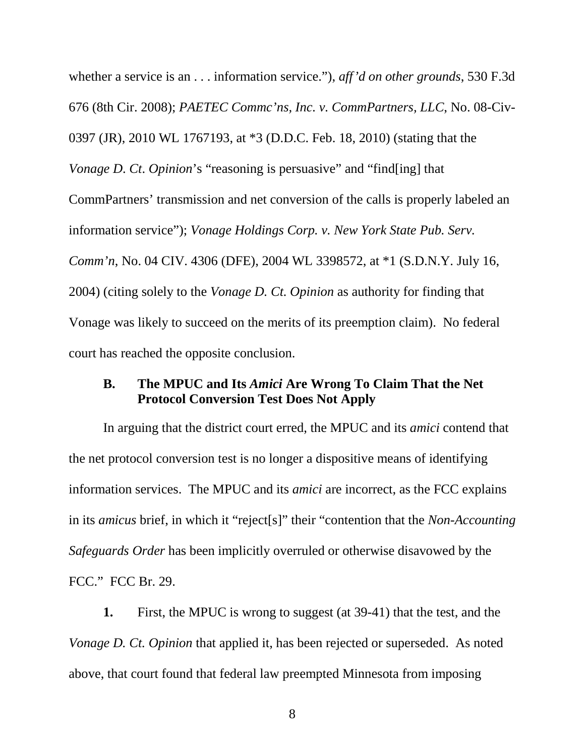whether a service is an . . . information service."), *aff'd on other grounds*, 530 F.3d 676 (8th Cir. 2008); *PAETEC Commc'ns, Inc. v. CommPartners, LLC*, No. 08-Civ-0397 (JR), 2010 WL 1767193, at *3 (D.D.C. Feb. 18, 2010) (stating that the *Vonage D. Ct. Opinion*'s "reasoning is persuasive" and "find[ing] that CommPartners' transmission and net conversion of the calls is properly labeled an information service"); *Vonage Holdings Corp. v. New York State Pub. Serv. Comm'n*, No. 04 CIV. 4306 (DFE), 2004 WL 3398572, at *1 (S.D.N.Y. July 16, 2004) (citing solely to the *Vonage D. Ct. Opinion* as authority for finding that Vonage was likely to succeed on the merits of its preemption claim). No federal court has reached the opposite conclusion.

### B. The MPUC and Its *Amici* Are Wrong To Claim That the Net Protocol Conversion Test Does Not Apply

In arguing that the district court erred, the MPUC and its *amici* contend that the net protocol conversion test is no longer a dispositive means of identifying information services. The MPUC and its *amici* are incorrect, as the FCC explains in its *amicus* brief, in which it "reject[s]" their "contention that the *Non-Accounting Safeguards Order* has been implicitly overruled or otherwise disavowed by the FCC." FCC Br. 29.

**1.** First, the MPUC is wrong to suggest (at 39-41) that the test, and the *Vonage D. Ct. Opinion* that applied it, has been rejected or superseded. As noted above, that court found that federal law preempted Minnesota from imposing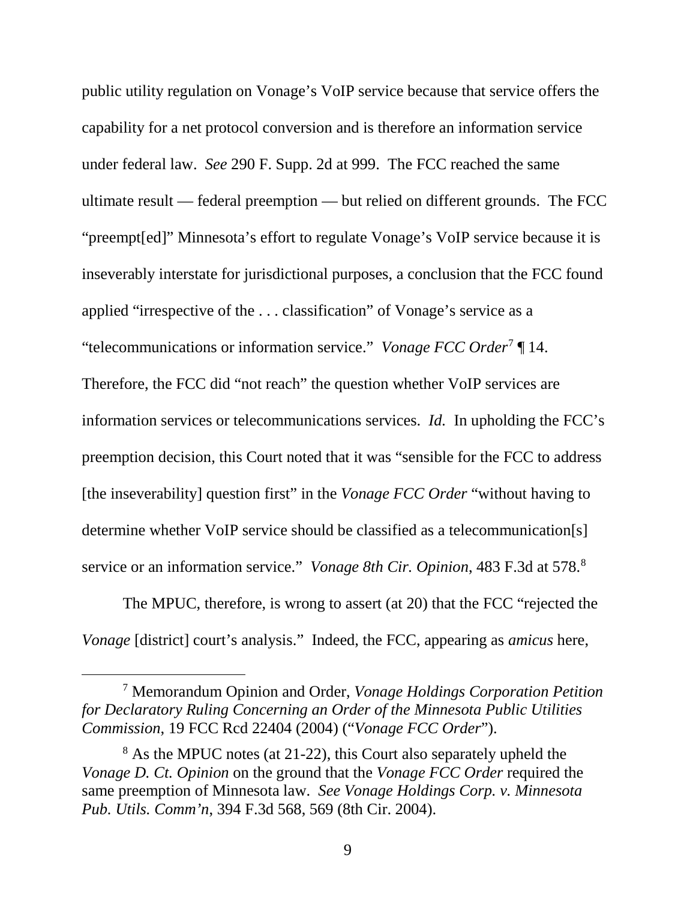public utility regulation on Vonage's VoIP service because that service offers the capability for a net protocol conversion and is therefore an information service under federal law. *See* 290 F. Supp. 2d at 999. The FCC reached the same ultimate result — federal preemption — but relied on different grounds. The FCC "preempt[ed]" Minnesota's effort to regulate Vonage's VoIP service because it is inseverably interstate for jurisdictional purposes, a conclusion that the FCC found applied "irrespective of the . . . classification" of Vonage's service as a "telecommunications or information service." *Vonage FCC Order*[7] ¶ 14. Therefore, the FCC did "not reach" the question whether VoIP services are information services or telecommunications services. *Id.* In upholding the FCC's preemption decision, this Court noted that it was "sensible for the FCC to address [the inseverability] question first" in the *Vonage FCC Order* "without having to determine whether VoIP service should be classified as a telecommunication[s] service or an information service." *Vonage 8th Cir. Opinion*, 483 F.3d at 578.[8]

The MPUC, therefore, is wrong to assert (at 20) that the FCC "rejected the *Vonage* [district] court's analysis." Indeed, the FCC, appearing as *amicus* here,

---

[7] Memorandum Opinion and Order, *Vonage Holdings Corporation Petition for Declaratory Ruling Concerning an Order of the Minnesota Public Utilities Commission*, 19 FCC Rcd 22404 (2004) ("*Vonage FCC Order*").

[8] As the MPUC notes (at 21-22), this Court also separately upheld the *Vonage D. Ct. Opinion* on the ground that the *Vonage FCC Order* required the same preemption of Minnesota law. *See Vonage Holdings Corp. v. Minnesota Pub. Utils. Comm'n*, 394 F.3d 568, 569 (8th Cir. 2004).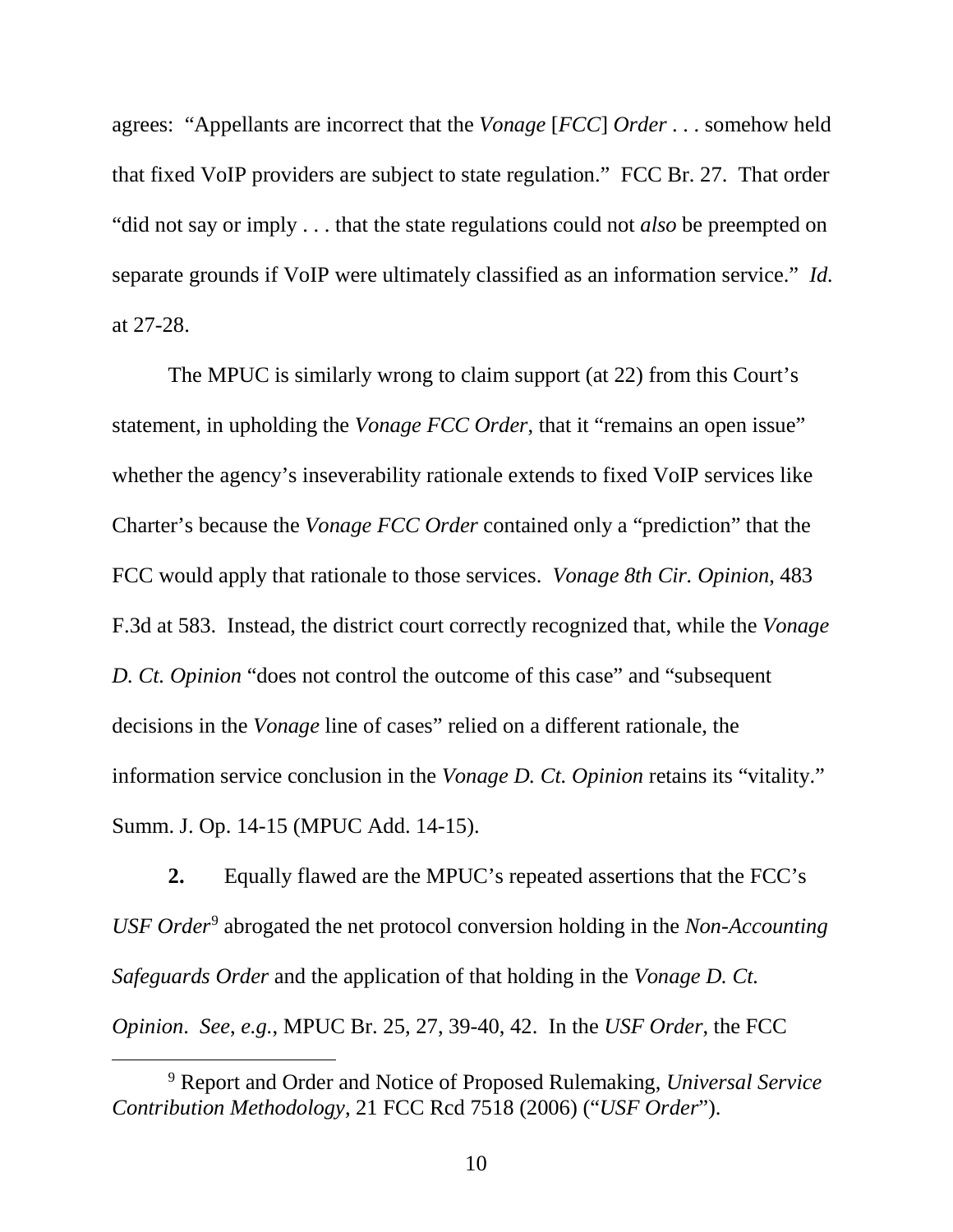agrees: "Appellants are incorrect that the *Vonage* [*FCC*] *Order* . . . somehow held that fixed VoIP providers are subject to state regulation." FCC Br. 27. That order "did not say or imply . . . that the state regulations could not *also* be preempted on separate grounds if VoIP were ultimately classified as an information service." *Id.* at 27-28.

The MPUC is similarly wrong to claim support (at 22) from this Court's statement, in upholding the *Vonage FCC Order*, that it "remains an open issue" whether the agency's inseverability rationale extends to fixed VoIP services like Charter's because the *Vonage FCC Order* contained only a "prediction" that the FCC would apply that rationale to those services. *Vonage 8th Cir. Opinion*, 483 F.3d at 583. Instead, the district court correctly recognized that, while the *Vonage D. Ct. Opinion* "does not control the outcome of this case" and "subsequent decisions in the *Vonage* line of cases" relied on a different rationale, the information service conclusion in the *Vonage D. Ct. Opinion* retains its "vitality." Summ. J. Op. 14-15 (MPUC Add. 14-15).

**2.** Equally flawed are the MPUC's repeated assertions that the FCC's *USF Order*[9] abrogated the net protocol conversion holding in the *Non-Accounting Safeguards Order* and the application of that holding in the *Vonage D. Ct. Opinion*. *See*, *e.g.*, MPUC Br. 25, 27, 39-40, 42. In the *USF Order*, the FCC

[9] Report and Order and Notice of Proposed Rulemaking, *Universal Service Contribution Methodology*, 21 FCC Rcd 7518 (2006) ("*USF Order*").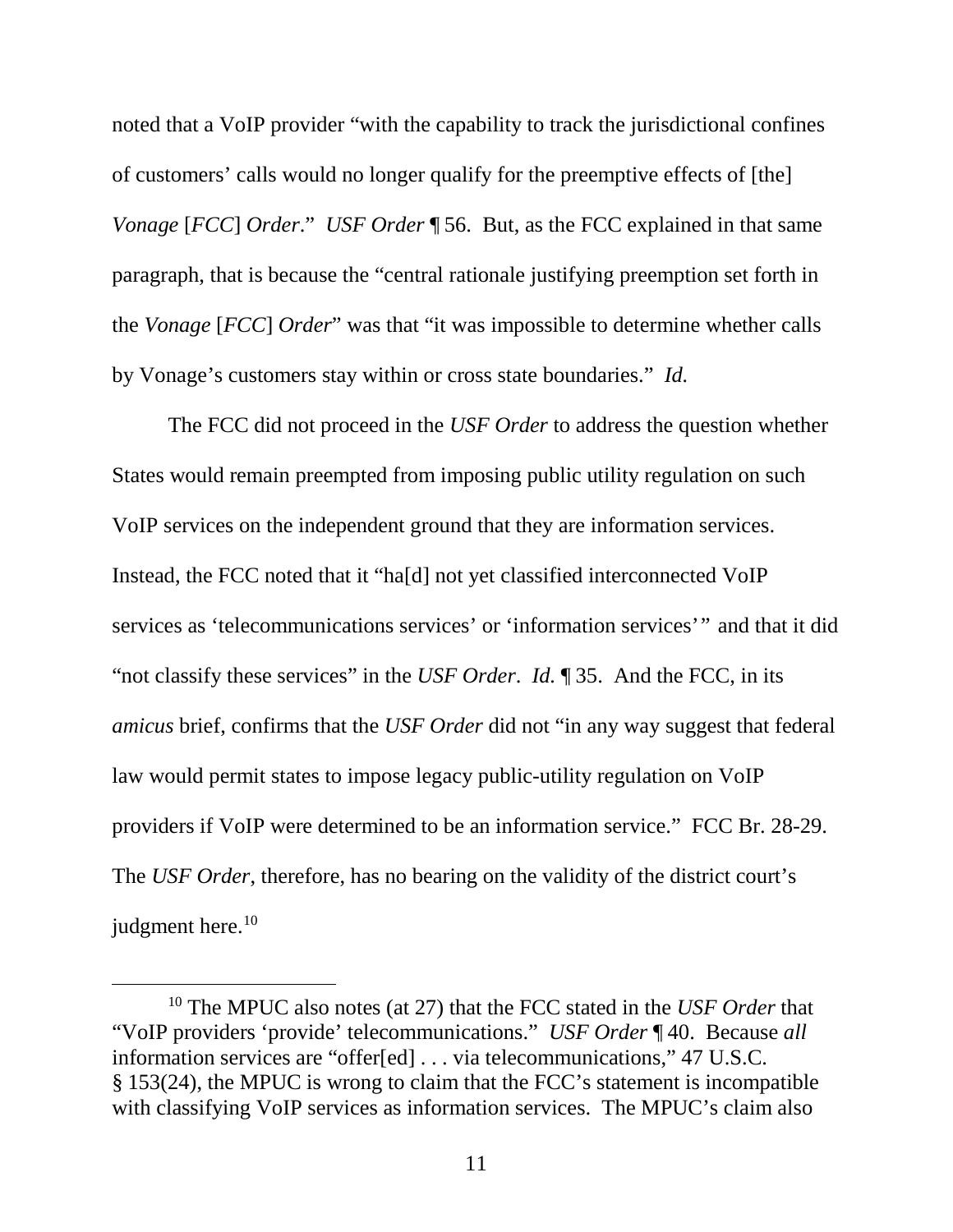noted that a VoIP provider "with the capability to track the jurisdictional confines of customers' calls would no longer qualify for the preemptive effects of [the] *Vonage* [*FCC*] *Order*." *USF Order* ¶ 56. But, as the FCC explained in that same paragraph, that is because the "central rationale justifying preemption set forth in the *Vonage* [*FCC*] *Order*" was that "it was impossible to determine whether calls by Vonage's customers stay within or cross state boundaries." *Id.*

The FCC did not proceed in the *USF Order* to address the question whether States would remain preempted from imposing public utility regulation on such VoIP services on the independent ground that they are information services. Instead, the FCC noted that it "ha[d] not yet classified interconnected VoIP services as 'telecommunications services' or 'information services'" and that it did "not classify these services" in the *USF Order*. *Id.* ¶ 35. And the FCC, in its *amicus* brief, confirms that the *USF Order* did not "in any way suggest that federal law would permit states to impose legacy public-utility regulation on VoIP providers if VoIP were determined to be an information service." FCC Br. 28-29. The *USF Order*, therefore, has no bearing on the validity of the district court's judgment here.[10]

---

[10] The MPUC also notes (at 27) that the FCC stated in the *USF Order* that "VoIP providers 'provide' telecommunications." *USF Order* ¶ 40. Because *all* information services are "offer[ed] . . . via telecommunications," 47 U.S.C. § 153(24), the MPUC is wrong to claim that the FCC's statement is incompatible with classifying VoIP services as information services. The MPUC's claim also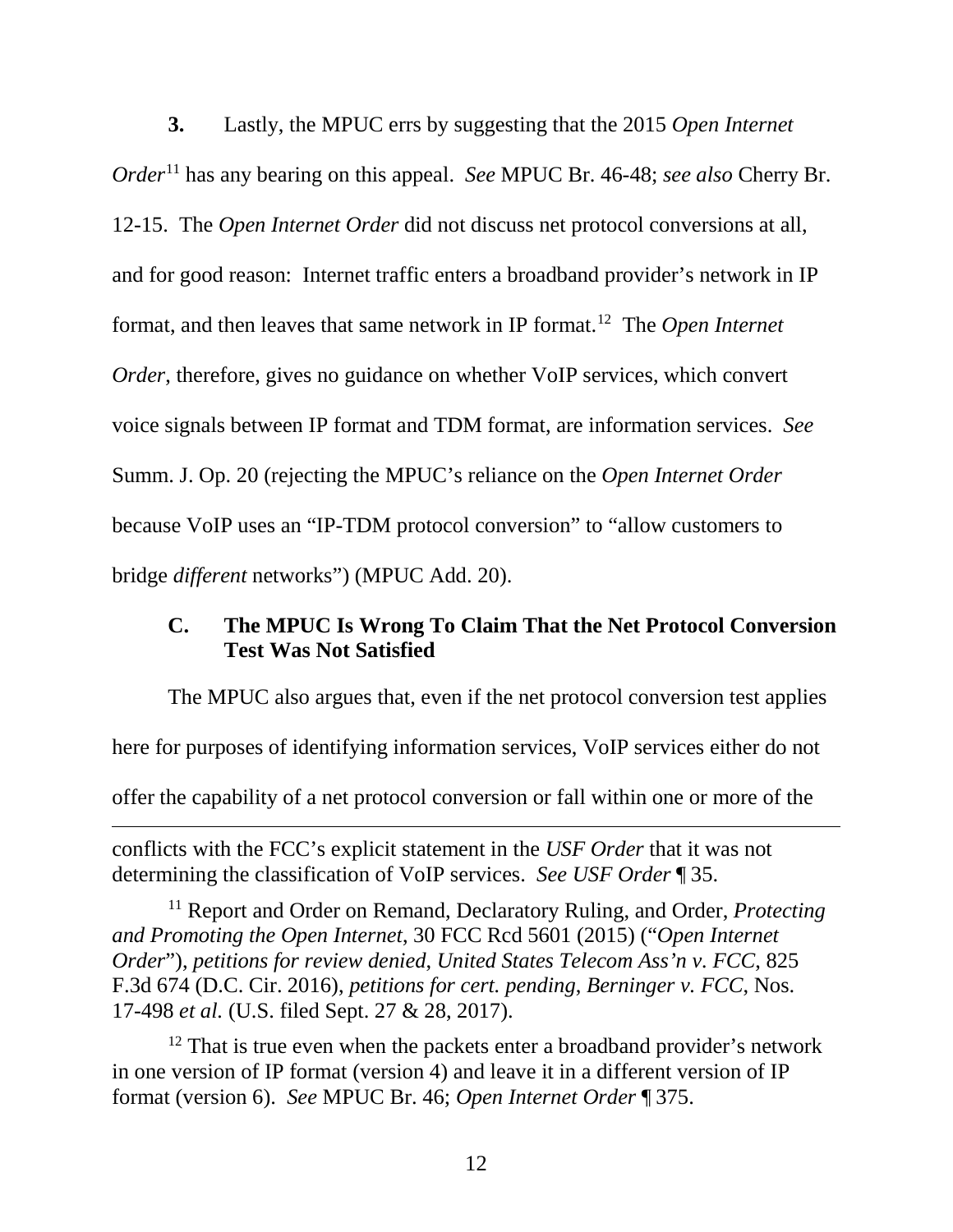**3.** Lastly, the MPUC errs by suggesting that the 2015 *Open Internet Order*[11] has any bearing on this appeal. *See* MPUC Br. 46-48; *see also* Cherry Br. 12-15. The *Open Internet Order* did not discuss net protocol conversions at all, and for good reason: Internet traffic enters a broadband provider's network in IP format, and then leaves that same network in IP format.[12] The *Open Internet Order,* therefore, gives no guidance on whether VoIP services, which convert voice signals between IP format and TDM format, are information services. *See* Summ. J. Op. 20 (rejecting the MPUC's reliance on the *Open Internet Order* because VoIP uses an "IP-TDM protocol conversion" to "allow customers to bridge *different* networks") (MPUC Add. 20).

### C. The MPUC Is Wrong To Claim That the Net Protocol Conversion Test Was Not Satisfied

The MPUC also argues that, even if the net protocol conversion test applies here for purposes of identifying information services, VoIP services either do not offer the capability of a net protocol conversion or fall within one or more of the

---

conflicts with the FCC's explicit statement in the *USF Order* that it was not determining the classification of VoIP services. *See USF Order* ¶ 35.

[11] Report and Order on Remand, Declaratory Ruling, and Order, *Protecting and Promoting the Open Internet*, 30 FCC Rcd 5601 (2015) ("*Open Internet Order*"), *petitions for review denied*, *United States Telecom Ass'n v. FCC*, 825 F.3d 674 (D.C. Cir. 2016), *petitions for cert. pending*, *Berninger v. FCC*, Nos. 17-498 *et al.* (U.S. filed Sept. 27 & 28, 2017).

[12] That is true even when the packets enter a broadband provider's network in one version of IP format (version 4) and leave it in a different version of IP format (version 6). *See* MPUC Br. 46; *Open Internet Order* ¶ 375.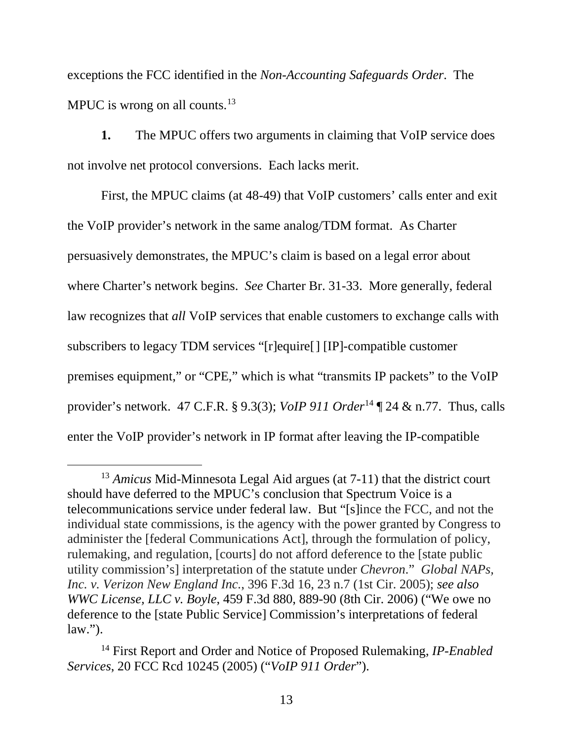exceptions the FCC identified in the *Non-Accounting Safeguards Order*. The MPUC is wrong on all counts.[13]

**1.** The MPUC offers two arguments in claiming that VoIP service does not involve net protocol conversions. Each lacks merit.

First, the MPUC claims (at 48-49) that VoIP customers' calls enter and exit the VoIP provider's network in the same analog/TDM format. As Charter persuasively demonstrates, the MPUC's claim is based on a legal error about where Charter's network begins. *See* Charter Br. 31-33. More generally, federal law recognizes that *all* VoIP services that enable customers to exchange calls with subscribers to legacy TDM services "[r]equire[ ] [IP]-compatible customer premises equipment," or "CPE," which is what "transmits IP packets" to the VoIP provider's network. 47 C.F.R. § 9.3(3); *VoIP 911 Order*[14] ¶ 24 & n.77. Thus, calls enter the VoIP provider's network in IP format after leaving the IP-compatible

---

[13] *Amicus* Mid-Minnesota Legal Aid argues (at 7-11) that the district court should have deferred to the MPUC's conclusion that Spectrum Voice is a telecommunications service under federal law. But "[s]ince the FCC, and not the individual state commissions, is the agency with the power granted by Congress to administer the [federal Communications Act], through the formulation of policy, rulemaking, and regulation, [courts] do not afford deference to the [state public utility commission's] interpretation of the statute under *Chevron*." *Global NAPs, Inc. v. Verizon New England Inc.*, 396 F.3d 16, 23 n.7 (1st Cir. 2005); *see also WWC License, LLC v. Boyle*, 459 F.3d 880, 889-90 (8th Cir. 2006) ("We owe no deference to the [state Public Service] Commission's interpretations of federal law.").

[14] First Report and Order and Notice of Proposed Rulemaking, *IP-Enabled Services*, 20 FCC Rcd 10245 (2005) ("*VoIP 911 Order*").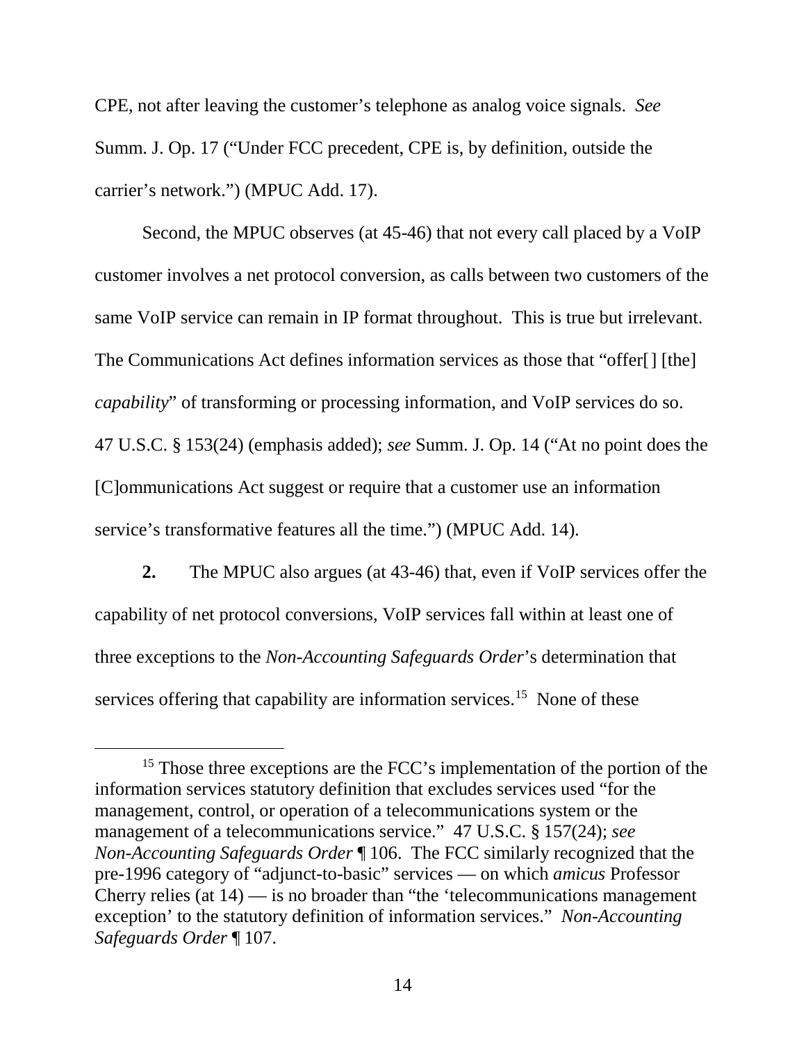CPE, not after leaving the customer's telephone as analog voice signals. *See* Summ. J. Op. 17 ("Under FCC precedent, CPE is, by definition, outside the carrier's network.") (MPUC Add. 17).

Second, the MPUC observes (at 45-46) that not every call placed by a VoIP customer involves a net protocol conversion, as calls between two customers of the same VoIP service can remain in IP format throughout. This is true but irrelevant. The Communications Act defines information services as those that "offer[] [the] *capability*" of transforming or processing information, and VoIP services do so. 47 U.S.C. § 153(24) (emphasis added); *see* Summ. J. Op. 14 ("At no point does the [C]ommunications Act suggest or require that a customer use an information service's transformative features all the time.") (MPUC Add. 14).

**2.** The MPUC also argues (at 43-46) that, even if VoIP services offer the capability of net protocol conversions, VoIP services fall within at least one of three exceptions to the *Non-Accounting Safeguards Order*'s determination that services offering that capability are information services.[15] None of these

---

[15] Those three exceptions are the FCC's implementation of the portion of the information services statutory definition that excludes services used "for the management, control, or operation of a telecommunications system or the management of a telecommunications service." 47 U.S.C. § 157(24); *see* *Non-Accounting Safeguards Order* ¶ 106. The FCC similarly recognized that the pre-1996 category of "adjunct-to-basic" services — on which *amicus* Professor Cherry relies (at 14) — is no broader than "the 'telecommunications management exception' to the statutory definition of information services." *Non-Accounting Safeguards Order* ¶ 107.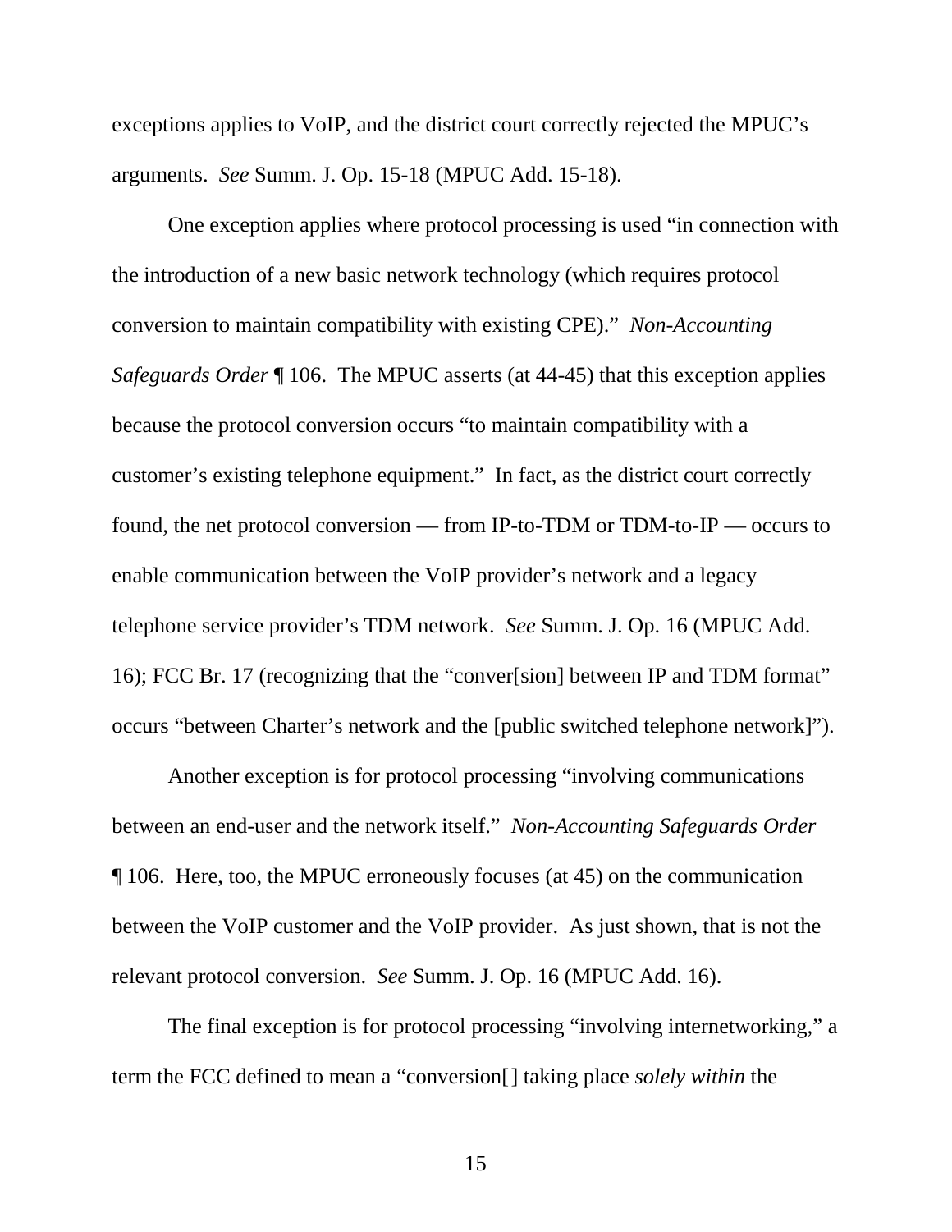exceptions applies to VoIP, and the district court correctly rejected the MPUC's arguments. *See* Summ. J. Op. 15-18 (MPUC Add. 15-18).

One exception applies where protocol processing is used "in connection with the introduction of a new basic network technology (which requires protocol conversion to maintain compatibility with existing CPE)." *Non-Accounting Safeguards Order* ¶ 106. The MPUC asserts (at 44-45) that this exception applies because the protocol conversion occurs "to maintain compatibility with a customer's existing telephone equipment." In fact, as the district court correctly found, the net protocol conversion — from IP-to-TDM or TDM-to-IP — occurs to enable communication between the VoIP provider's network and a legacy telephone service provider's TDM network. *See* Summ. J. Op. 16 (MPUC Add. 16); FCC Br. 17 (recognizing that the "conver[sion] between IP and TDM format" occurs "between Charter's network and the [public switched telephone network]").

Another exception is for protocol processing "involving communications between an end-user and the network itself." *Non-Accounting Safeguards Order* ¶ 106. Here, too, the MPUC erroneously focuses (at 45) on the communication between the VoIP customer and the VoIP provider. As just shown, that is not the relevant protocol conversion. *See* Summ. J. Op. 16 (MPUC Add. 16).

The final exception is for protocol processing "involving internetworking," a term the FCC defined to mean a "conversion[] taking place *solely within* the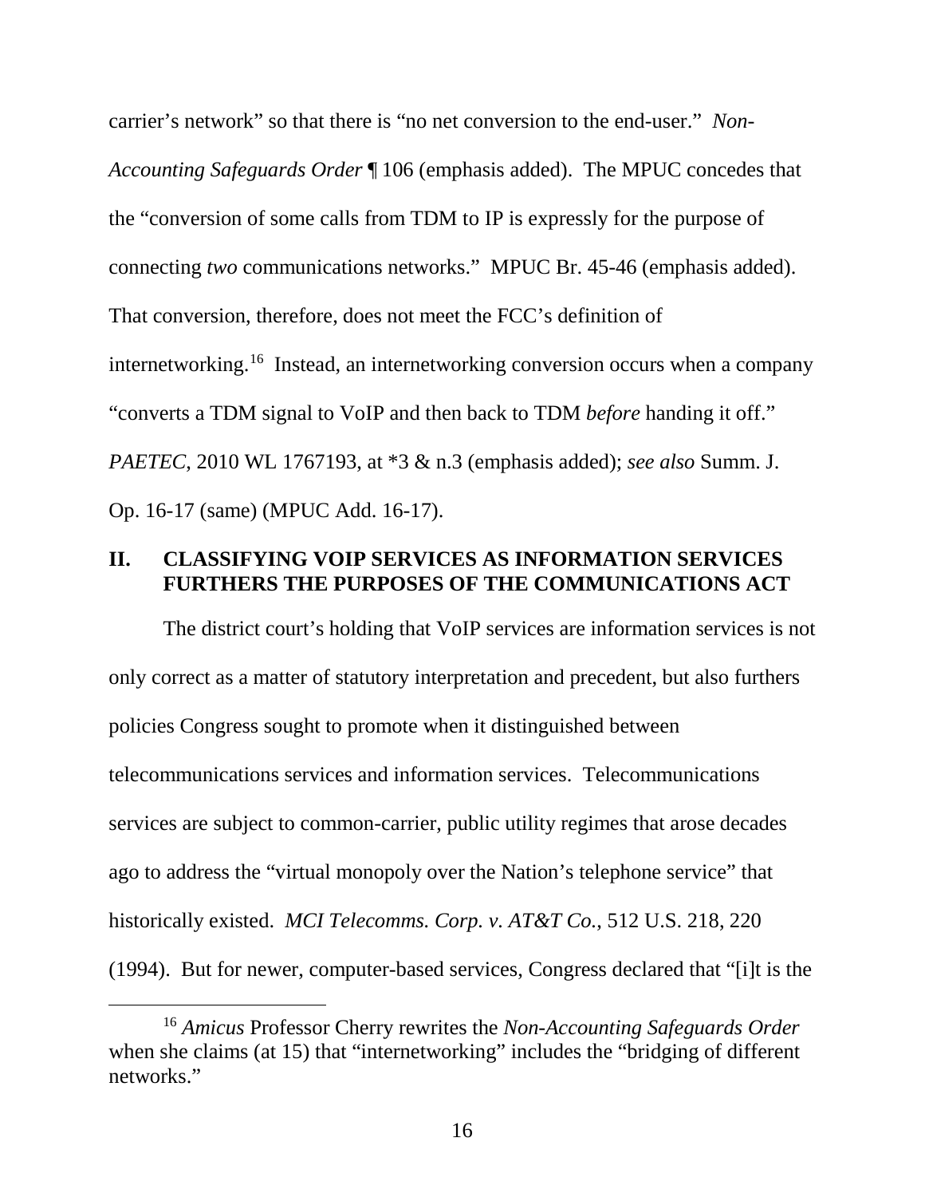carrier's network" so that there is "no net conversion to the end-user." *Non-Accounting Safeguards Order* ¶ 106 (emphasis added). The MPUC concedes that the "conversion of some calls from TDM to IP is expressly for the purpose of connecting *two* communications networks." MPUC Br. 45-46 (emphasis added). That conversion, therefore, does not meet the FCC's definition of internetworking.[16] Instead, an internetworking conversion occurs when a company "converts a TDM signal to VoIP and then back to TDM *before* handing it off." *PAETEC*, 2010 WL 1767193, at *3 & n.3 (emphasis added); *see also* Summ. J. Op. 16-17 (same) (MPUC Add. 16-17).

## II. CLASSIFYING VOIP SERVICES AS INFORMATION SERVICES FURTHERS THE PURPOSES OF THE COMMUNICATIONS ACT

The district court's holding that VoIP services are information services is not only correct as a matter of statutory interpretation and precedent, but also furthers policies Congress sought to promote when it distinguished between telecommunications services and information services. Telecommunications services are subject to common-carrier, public utility regimes that arose decades ago to address the "virtual monopoly over the Nation's telephone service" that historically existed. *MCI Telecomms. Corp. v. AT&T Co.*, 512 U.S. 218, 220 (1994). But for newer, computer-based services, Congress declared that "[i]t is the

---

[16] *Amicus* Professor Cherry rewrites the *Non-Accounting Safeguards Order* when she claims (at 15) that "internetworking" includes the "bridging of different networks."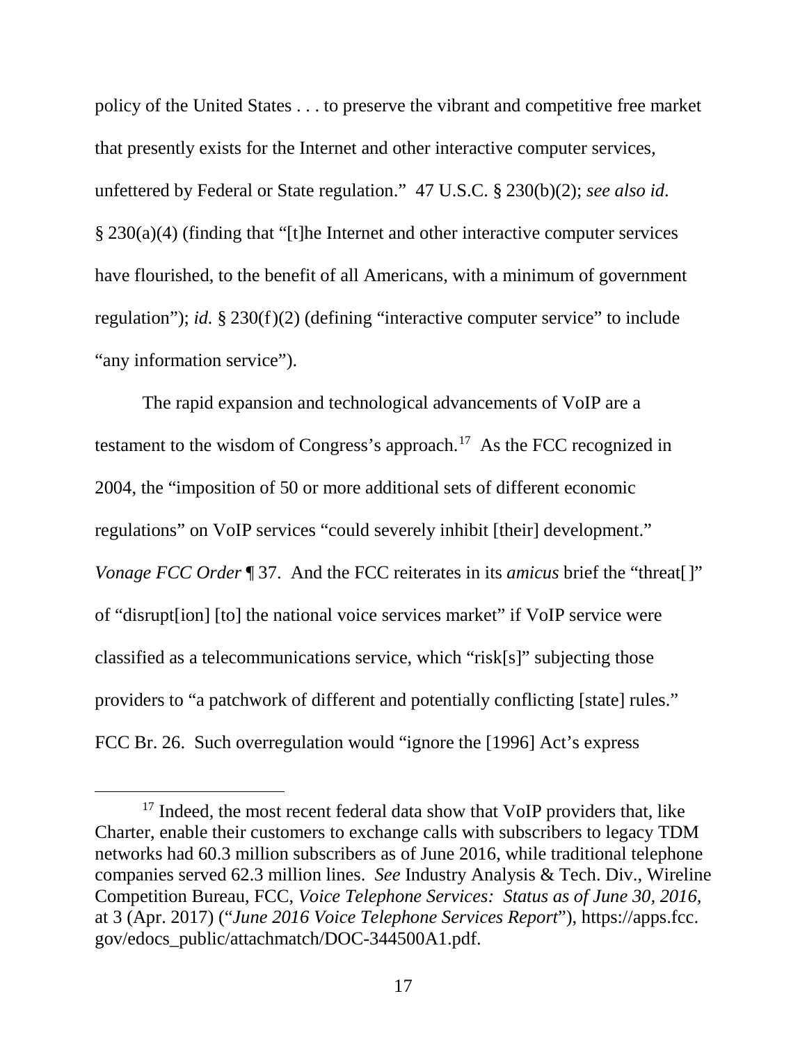policy of the United States . . . to preserve the vibrant and competitive free market that presently exists for the Internet and other interactive computer services, unfettered by Federal or State regulation." 47 U.S.C. § 230(b)(2); *see also id*. § 230(a)(4) (finding that "[t]he Internet and other interactive computer services have flourished, to the benefit of all Americans, with a minimum of government regulation"); *id.* § 230(f)(2) (defining "interactive computer service" to include "any information service").

The rapid expansion and technological advancements of VoIP are a testament to the wisdom of Congress's approach.[17] As the FCC recognized in 2004, the "imposition of 50 or more additional sets of different economic regulations" on VoIP services "could severely inhibit [their] development." *Vonage FCC Order* ¶ 37. And the FCC reiterates in its *amicus* brief the "threat[]" of "disrupt[ion] [to] the national voice services market" if VoIP service were classified as a telecommunications service, which "risk[s]" subjecting those providers to "a patchwork of different and potentially conflicting [state] rules." FCC Br. 26. Such overregulation would "ignore the [1996] Act's express

---

[17] Indeed, the most recent federal data show that VoIP providers that, like Charter, enable their customers to exchange calls with subscribers to legacy TDM networks had 60.3 million subscribers as of June 2016, while traditional telephone companies served 62.3 million lines. *See* Industry Analysis & Tech. Div., Wireline Competition Bureau, FCC, *Voice Telephone Services: Status as of June 30, 2016*, at 3 (Apr. 2017) ("*June 2016 Voice Telephone Services Report*"), https://apps.fcc.gov/edocs_public/attachmatch/DOC-344500A1.pdf.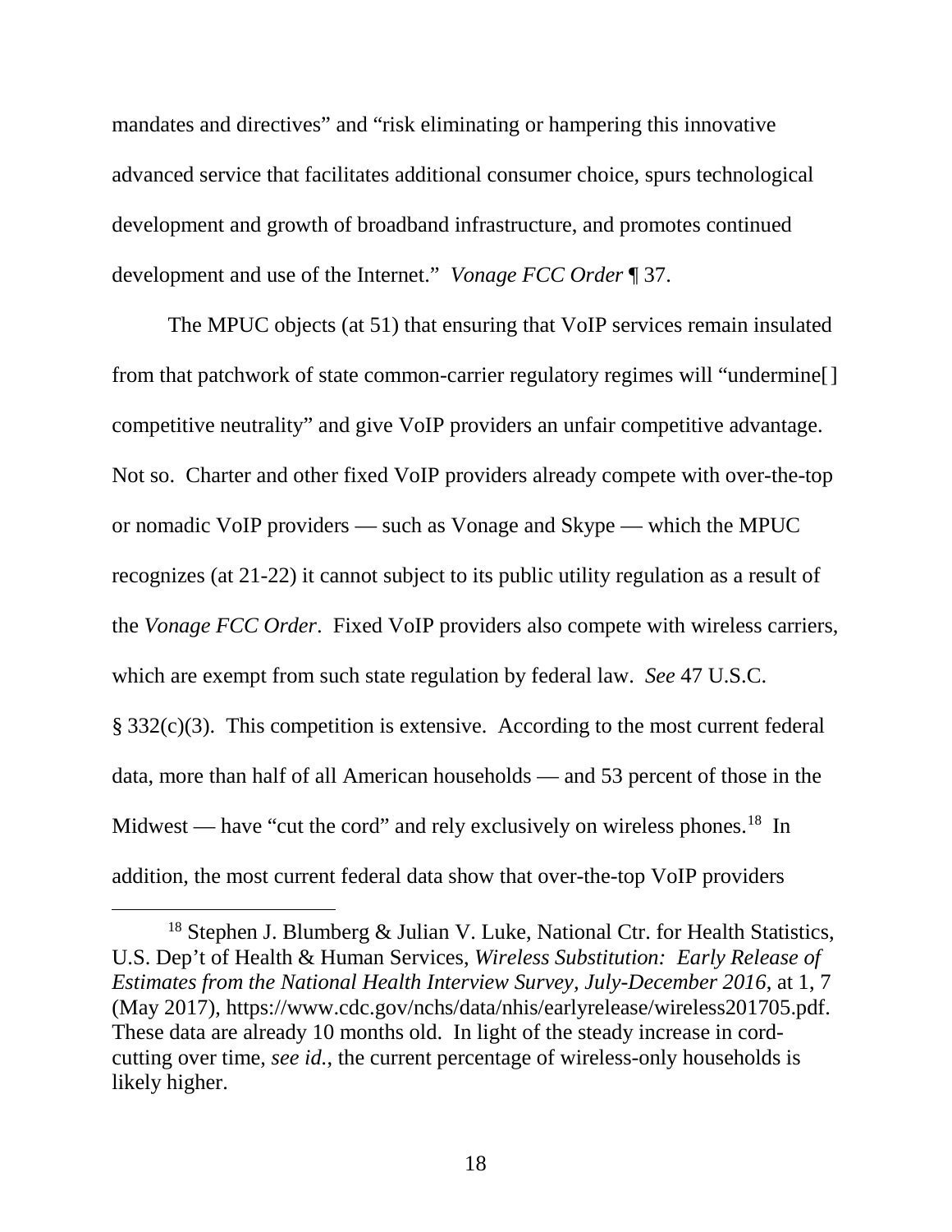mandates and directives" and "risk eliminating or hampering this innovative advanced service that facilitates additional consumer choice, spurs technological development and growth of broadband infrastructure, and promotes continued development and use of the Internet." *Vonage FCC Order* ¶ 37.

The MPUC objects (at 51) that ensuring that VoIP services remain insulated from that patchwork of state common-carrier regulatory regimes will "undermine[] competitive neutrality" and give VoIP providers an unfair competitive advantage. Not so. Charter and other fixed VoIP providers already compete with over-the-top or nomadic VoIP providers — such as Vonage and Skype — which the MPUC recognizes (at 21-22) it cannot subject to its public utility regulation as a result of the *Vonage FCC Order*. Fixed VoIP providers also compete with wireless carriers, which are exempt from such state regulation by federal law. *See* 47 U.S.C. § 332(c)(3). This competition is extensive. According to the most current federal data, more than half of all American households — and 53 percent of those in the Midwest — have "cut the cord" and rely exclusively on wireless phones.[18] In addition, the most current federal data show that over-the-top VoIP providers

[18] Stephen J. Blumberg & Julian V. Luke, National Ctr. for Health Statistics, U.S. Dep't of Health & Human Services, *Wireless Substitution: Early Release of Estimates from the National Health Interview Survey, July-December 2016*, at 1, 7 (May 2017), https://www.cdc.gov/nchs/data/nhis/earlyrelease/wireless201705.pdf. These data are already 10 months old. In light of the steady increase in cord-cutting over time, *see id.*, the current percentage of wireless-only households is likely higher.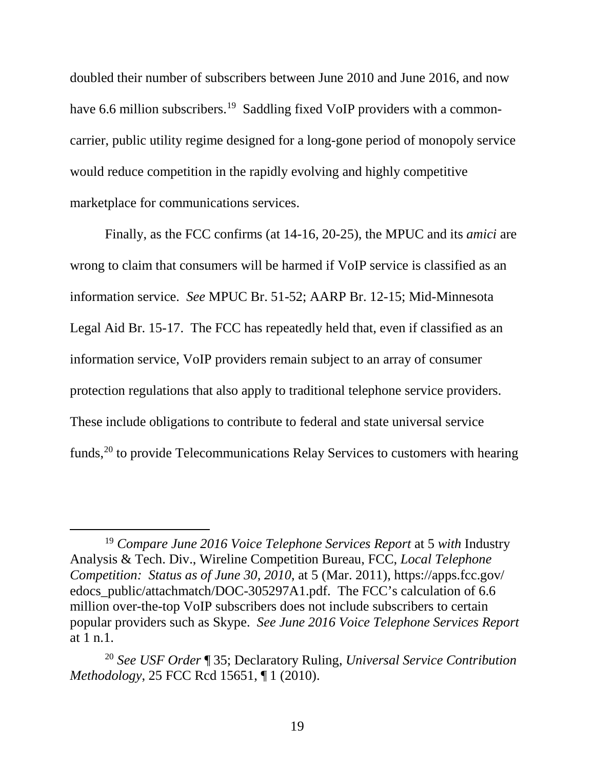doubled their number of subscribers between June 2010 and June 2016, and now have 6.6 million subscribers.[19] Saddling fixed VoIP providers with a common-carrier, public utility regime designed for a long-gone period of monopoly service would reduce competition in the rapidly evolving and highly competitive marketplace for communications services.

Finally, as the FCC confirms (at 14-16, 20-25), the MPUC and its *amici* are wrong to claim that consumers will be harmed if VoIP service is classified as an information service. *See* MPUC Br. 51-52; AARP Br. 12-15; Mid-Minnesota Legal Aid Br. 15-17. The FCC has repeatedly held that, even if classified as an information service, VoIP providers remain subject to an array of consumer protection regulations that also apply to traditional telephone service providers. These include obligations to contribute to federal and state universal service funds,[20] to provide Telecommunications Relay Services to customers with hearing

---

[19] *Compare June 2016 Voice Telephone Services Report* at 5 *with* Industry Analysis & Tech. Div., Wireline Competition Bureau, FCC, *Local Telephone Competition: Status as of June 30, 2010*, at 5 (Mar. 2011), https://apps.fcc.gov/edocs_public/attachmatch/DOC-305297A1.pdf. The FCC's calculation of 6.6 million over-the-top VoIP subscribers does not include subscribers to certain popular providers such as Skype. *See June 2016 Voice Telephone Services Report* at 1 n.1.

[20] *See USF Order* ¶ 35; Declaratory Ruling, *Universal Service Contribution Methodology*, 25 FCC Rcd 15651, ¶ 1 (2010).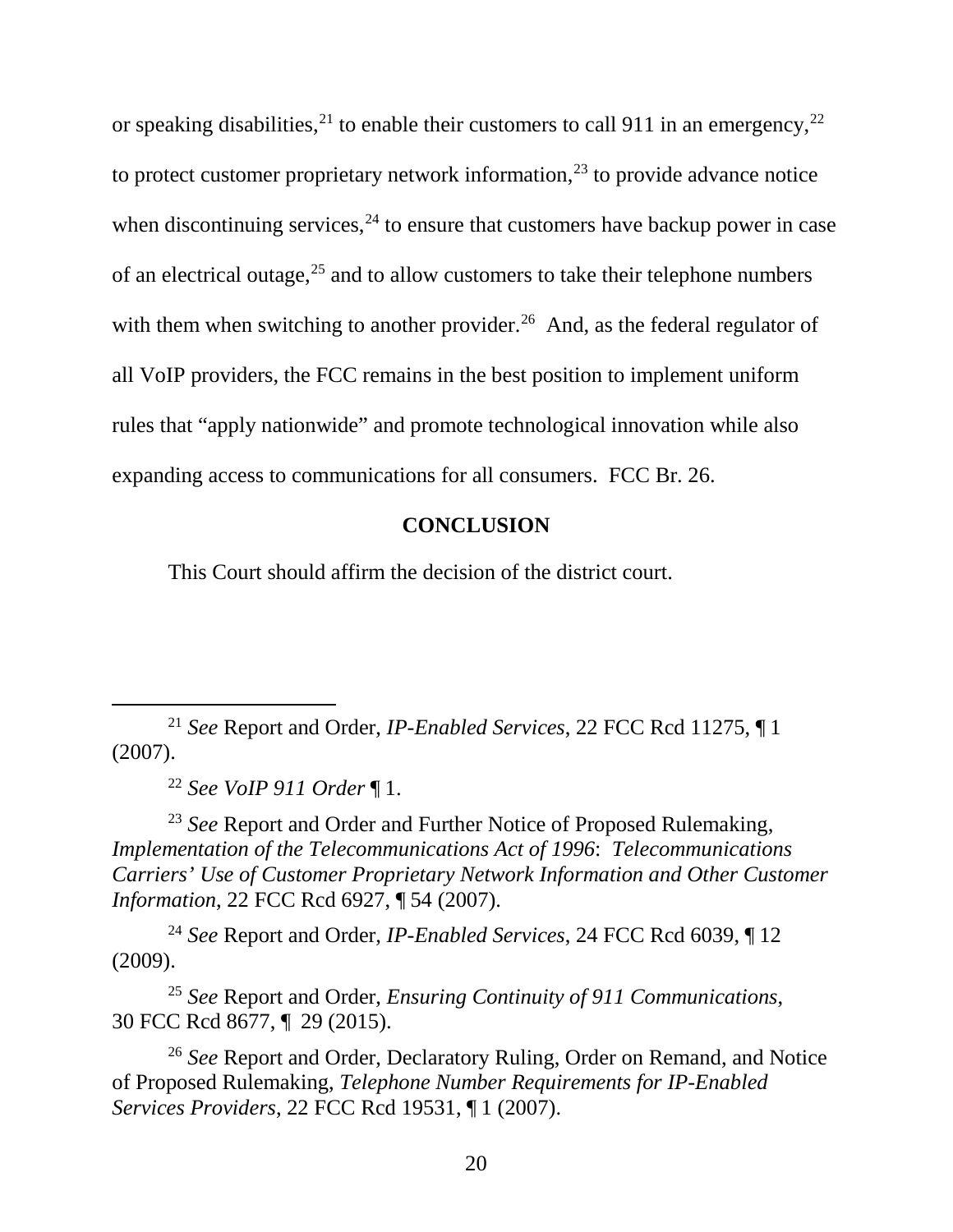or speaking disabilities,[21] to enable their customers to call 911 in an emergency,[22] to protect customer proprietary network information,[23] to provide advance notice when discontinuing services,[24] to ensure that customers have backup power in case of an electrical outage,[25] and to allow customers to take their telephone numbers with them when switching to another provider.[26] And, as the federal regulator of all VoIP providers, the FCC remains in the best position to implement uniform rules that "apply nationwide" and promote technological innovation while also expanding access to communications for all consumers. FCC Br. 26.

## CONCLUSION

This Court should affirm the decision of the district court.

---

[21] *See* Report and Order, *IP-Enabled Services*, 22 FCC Rcd 11275, ¶ 1 (2007).

[22] *See VoIP 911 Order* ¶ 1.

[23] *See* Report and Order and Further Notice of Proposed Rulemaking, *Implementation of the Telecommunications Act of 1996*: *Telecommunications Carriers' Use of Customer Proprietary Network Information and Other Customer Information*, 22 FCC Rcd 6927, ¶ 54 (2007).

[24] *See* Report and Order, *IP-Enabled Services*, 24 FCC Rcd 6039, ¶ 12 (2009).

[25] *See* Report and Order, *Ensuring Continuity of 911 Communications*, 30 FCC Rcd 8677, ¶ 29 (2015).

[26] *See* Report and Order, Declaratory Ruling, Order on Remand, and Notice of Proposed Rulemaking, *Telephone Number Requirements for IP-Enabled Services Providers*, 22 FCC Rcd 19531, ¶ 1 (2007).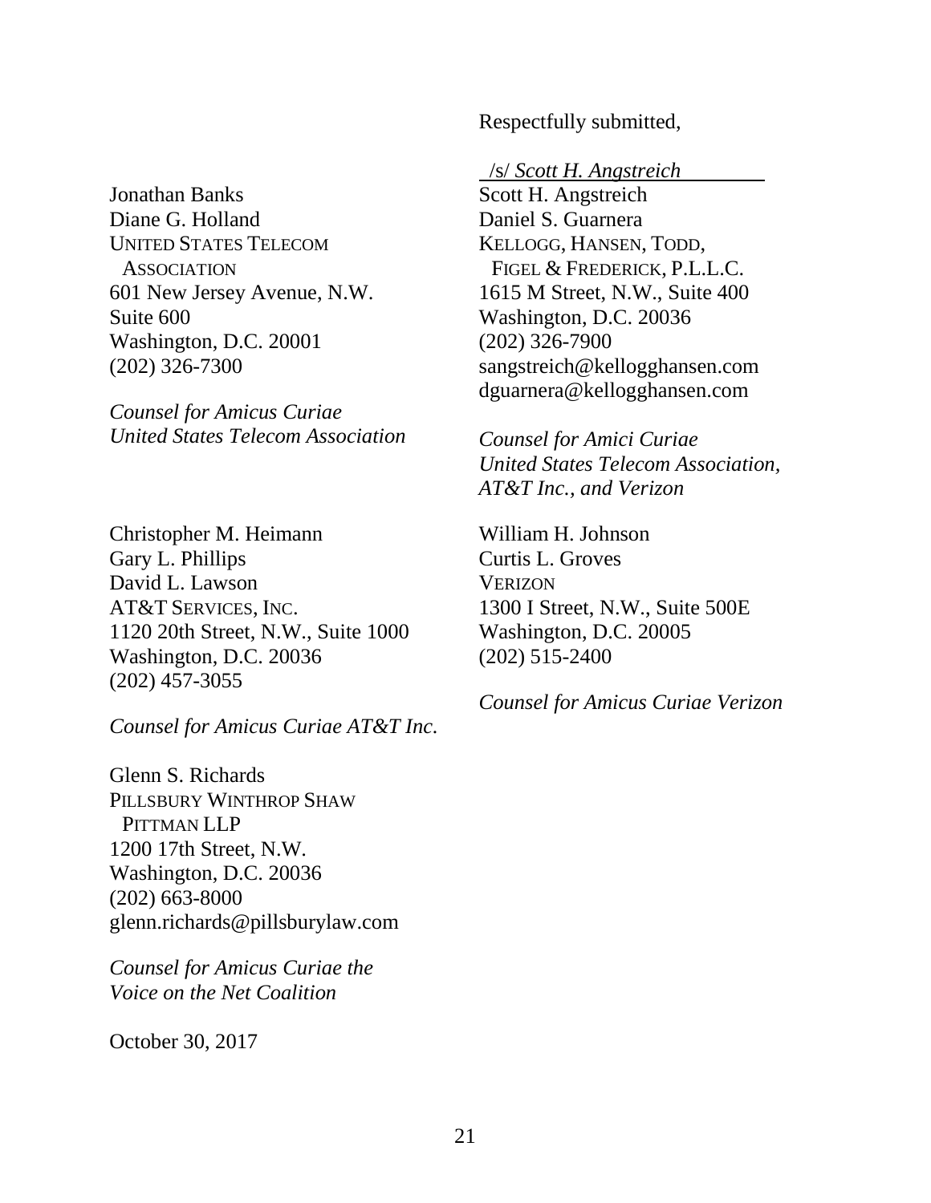Respectfully submitted,

/s/ *Scott H. Angstreich*
Scott H. Angstreich
Daniel S. Guarnera
KELLOGG, HANSEN, TODD, FIGEL & FREDERICK, P.L.L.C.
1615 M Street, N.W., Suite 400
Washington, D.C. 20036
(202) 326-7900
sangstreich@kellogghansen.com
dguarnera@kellogghansen.com

*Counsel for Amici Curiae United States Telecom Association, AT&T Inc., and Verizon*

Jonathan Banks
Diane G. Holland
UNITED STATES TELECOM ASSOCIATION
601 New Jersey Avenue, N.W.
Suite 600
Washington, D.C. 20001
(202) 326-7300

*Counsel for Amicus Curiae United States Telecom Association*

Christopher M. Heimann
Gary L. Phillips
David L. Lawson
AT&T SERVICES, INC.
1120 20th Street, N.W., Suite 1000
Washington, D.C. 20036
(202) 457-3055

*Counsel for Amicus Curiae AT&T Inc.*

William H. Johnson
Curtis L. Groves
VERIZON
1300 I Street, N.W., Suite 500E
Washington, D.C. 20005
(202) 515-2400

*Counsel for Amicus Curiae Verizon*

Glenn S. Richards
PILLSBURY WINTHROP SHAW PITTMAN LLP
1200 17th Street, N.W.
Washington, D.C. 20036
(202) 663-8000
glenn.richards@pillsburylaw.com

*Counsel for Amicus Curiae the Voice on the Net Coalition*

October 30, 2017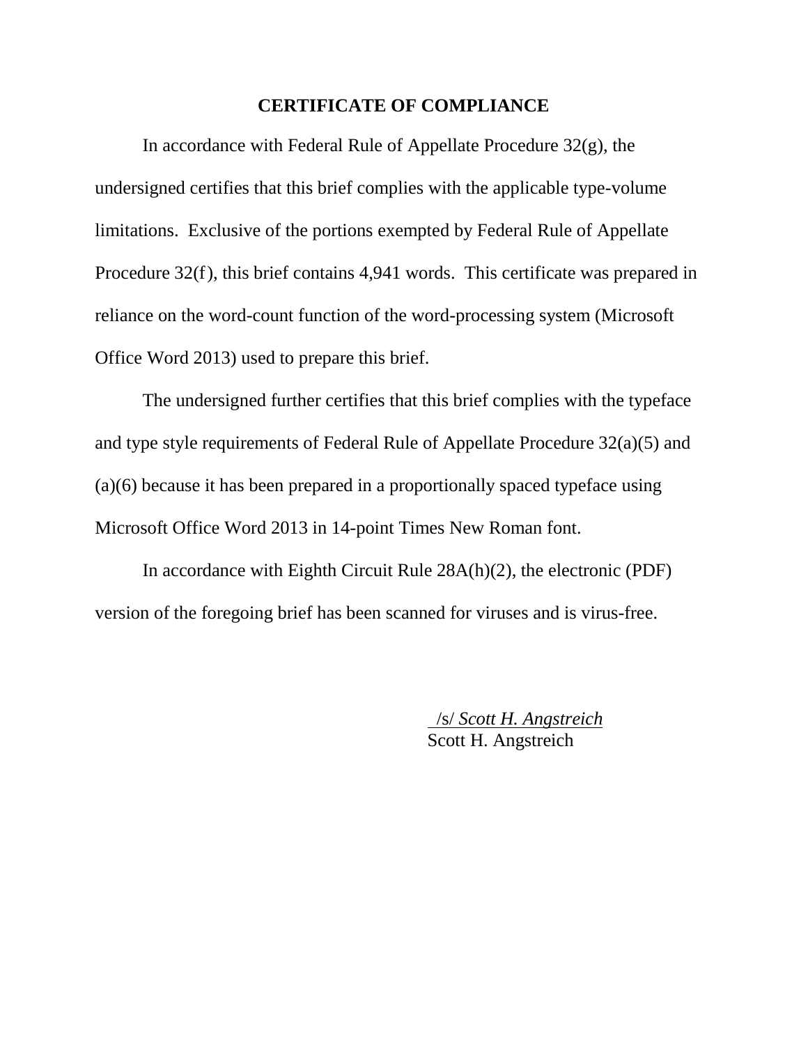## CERTIFICATE OF COMPLIANCE

In accordance with Federal Rule of Appellate Procedure 32(g), the undersigned certifies that this brief complies with the applicable type-volume limitations. Exclusive of the portions exempted by Federal Rule of Appellate Procedure 32(f), this brief contains 4,941 words. This certificate was prepared in reliance on the word-count function of the word-processing system (Microsoft Office Word 2013) used to prepare this brief.

The undersigned further certifies that this brief complies with the typeface and type style requirements of Federal Rule of Appellate Procedure 32(a)(5) and (a)(6) because it has been prepared in a proportionally spaced typeface using Microsoft Office Word 2013 in 14-point Times New Roman font.

In accordance with Eighth Circuit Rule 28A(h)(2), the electronic (PDF) version of the foregoing brief has been scanned for viruses and is virus-free.

/s/ *Scott H. Angstreich*
Scott H. Angstreich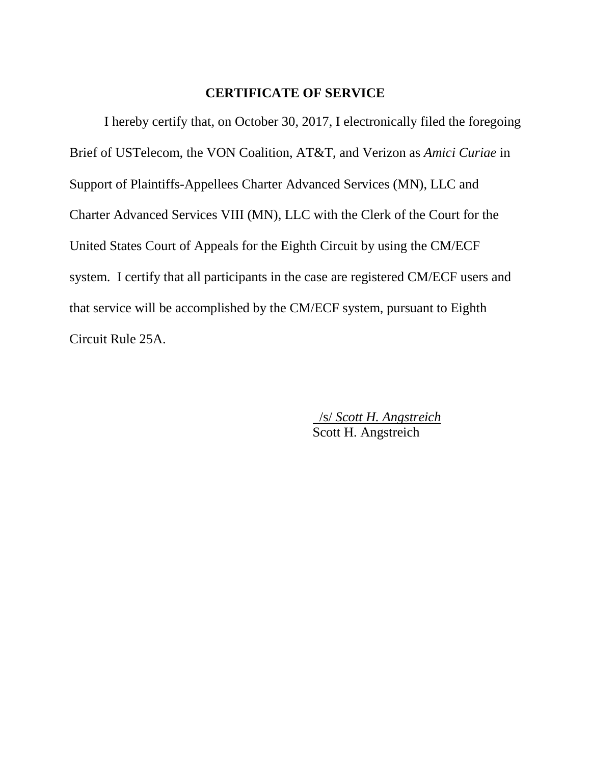## CERTIFICATE OF SERVICE

I hereby certify that, on October 30, 2017, I electronically filed the foregoing Brief of USTelecom, the VON Coalition, AT&T, and Verizon as *Amici Curiae* in Support of Plaintiffs-Appellees Charter Advanced Services (MN), LLC and Charter Advanced Services VIII (MN), LLC with the Clerk of the Court for the United States Court of Appeals for the Eighth Circuit by using the CM/ECF system. I certify that all participants in the case are registered CM/ECF users and that service will be accomplished by the CM/ECF system, pursuant to Eighth Circuit Rule 25A.

/s/ *Scott H. Angstreich*
Scott H. Angstreich